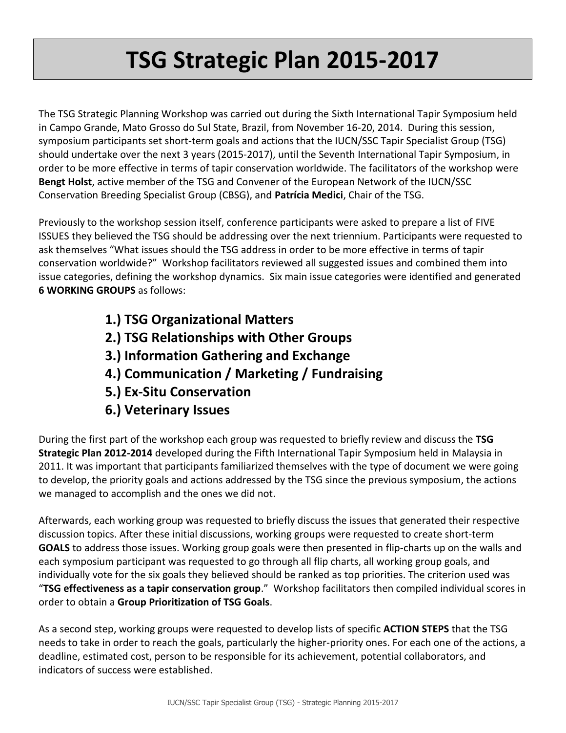# TSG Strategic Plan 2015-2017

The TSG Strategic Planning Workshop was carried out during the Sixth International Tapir Symposium held in Campo Grande, Mato Grosso do Sul State, Brazil, from November 16-20, 2014. During this session, symposium participants set short-term goals and actions that the IUCN/SSC Tapir Specialist Group (TSG) should undertake over the next 3 years (2015-2017), until the Seventh International Tapir Symposium, in order to be more effective in terms of tapir conservation worldwide. The facilitators of the workshop were **Bengt Holst**, active member of the TSG and Convener of the European Network of the IUCN/SSC Conservation Breeding Specialist Group (CBSG), and **Patrícia Medici**, Chair of the TSG.

Previously to the workshop session itself, conference participants were asked to prepare a list of FIVE ISSUES they believed the TSG should be addressing over the next triennium. Participants were requested to ask themselves "What issues should the TSG address in order to be more effective in terms of tapir conservation worldwide?" Workshop facilitators reviewed all suggested issues and combined them into issue categories, defining the workshop dynamics. Six main issue categories were identified and generated **6 WORKING GROUPS** as follows:

**1.) TSG Organizational Matters**
**2.) TSG Relationships with Other Groups**
**3.) Information Gathering and Exchange**
**4.) Communication / Marketing / Fundraising**
**5.) Ex-Situ Conservation**
**6.) Veterinary Issues**

During the first part of the workshop each group was requested to briefly review and discuss the **TSG Strategic Plan 2012-2014** developed during the Fifth International Tapir Symposium held in Malaysia in 2011. It was important that participants familiarized themselves with the type of document we were going to develop, the priority goals and actions addressed by the TSG since the previous symposium, the actions we managed to accomplish and the ones we did not.

Afterwards, each working group was requested to briefly discuss the issues that generated their respective discussion topics. After these initial discussions, working groups were requested to create short-term **GOALS** to address those issues. Working group goals were then presented in flip-charts up on the walls and each symposium participant was requested to go through all flip charts, all working group goals, and individually vote for the six goals they believed should be ranked as top priorities. The criterion used was "**TSG effectiveness as a tapir conservation group**." Workshop facilitators then compiled individual scores in order to obtain a **Group Prioritization of TSG Goals**.

As a second step, working groups were requested to develop lists of specific **ACTION STEPS** that the TSG needs to take in order to reach the goals, particularly the higher-priority ones. For each one of the actions, a deadline, estimated cost, person to be responsible for its achievement, potential collaborators, and indicators of success were established.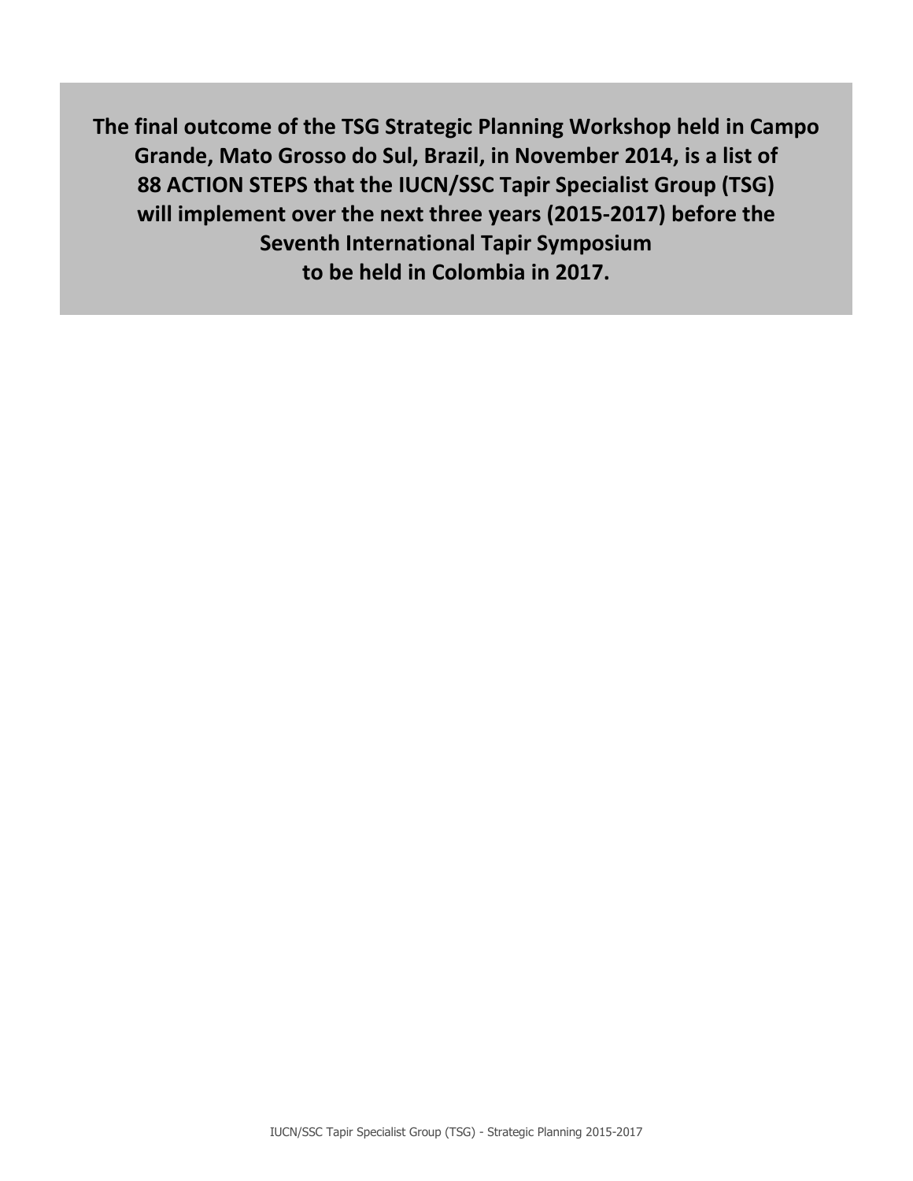**The final outcome of the TSG Strategic Planning Workshop held in Campo Grande, Mato Grosso do Sul, Brazil, in November 2014, is a list of 88 ACTION STEPS that the IUCN/SSC Tapir Specialist Group (TSG) will implement over the next three years (2015-2017) before the Seventh International Tapir Symposium to be held in Colombia in 2017.**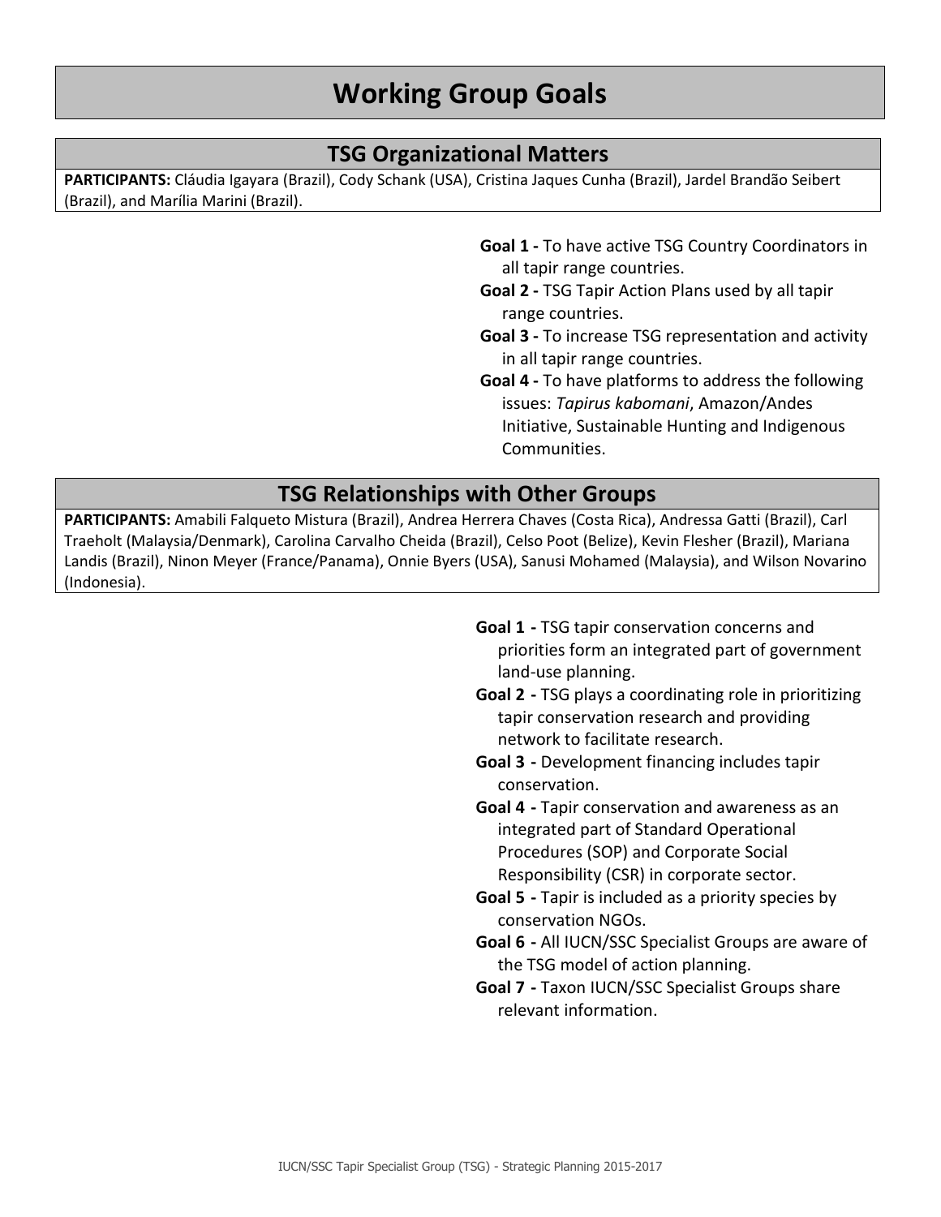# Working Group Goals

## TSG Organizational Matters

**PARTICIPANTS:** Cláudia Igayara (Brazil), Cody Schank (USA), Cristina Jaques Cunha (Brazil), Jardel Brandão Seibert (Brazil), and Marília Marini (Brazil).

- **Goal 1 -** To have active TSG Country Coordinators in all tapir range countries.
- **Goal 2 -** TSG Tapir Action Plans used by all tapir range countries.
- **Goal 3 -** To increase TSG representation and activity in all tapir range countries.
- **Goal 4 -** To have platforms to address the following issues: *Tapirus kabomani*, Amazon/Andes Initiative, Sustainable Hunting and Indigenous Communities.

## TSG Relationships with Other Groups

**PARTICIPANTS:** Amabili Falqueto Mistura (Brazil), Andrea Herrera Chaves (Costa Rica), Andressa Gatti (Brazil), Carl Traeholt (Malaysia/Denmark), Carolina Carvalho Cheida (Brazil), Celso Poot (Belize), Kevin Flesher (Brazil), Mariana Landis (Brazil), Ninon Meyer (France/Panama), Onnie Byers (USA), Sanusi Mohamed (Malaysia), and Wilson Novarino (Indonesia).

- **Goal 1 -** TSG tapir conservation concerns and priorities form an integrated part of government land-use planning.
- **Goal 2 -** TSG plays a coordinating role in prioritizing tapir conservation research and providing network to facilitate research.
- **Goal 3 -** Development financing includes tapir conservation.
- **Goal 4 -** Tapir conservation and awareness as an integrated part of Standard Operational Procedures (SOP) and Corporate Social Responsibility (CSR) in corporate sector.
- **Goal 5 -** Tapir is included as a priority species by conservation NGOs.
- **Goal 6 -** All IUCN/SSC Specialist Groups are aware of the TSG model of action planning.
- **Goal 7 -** Taxon IUCN/SSC Specialist Groups share relevant information.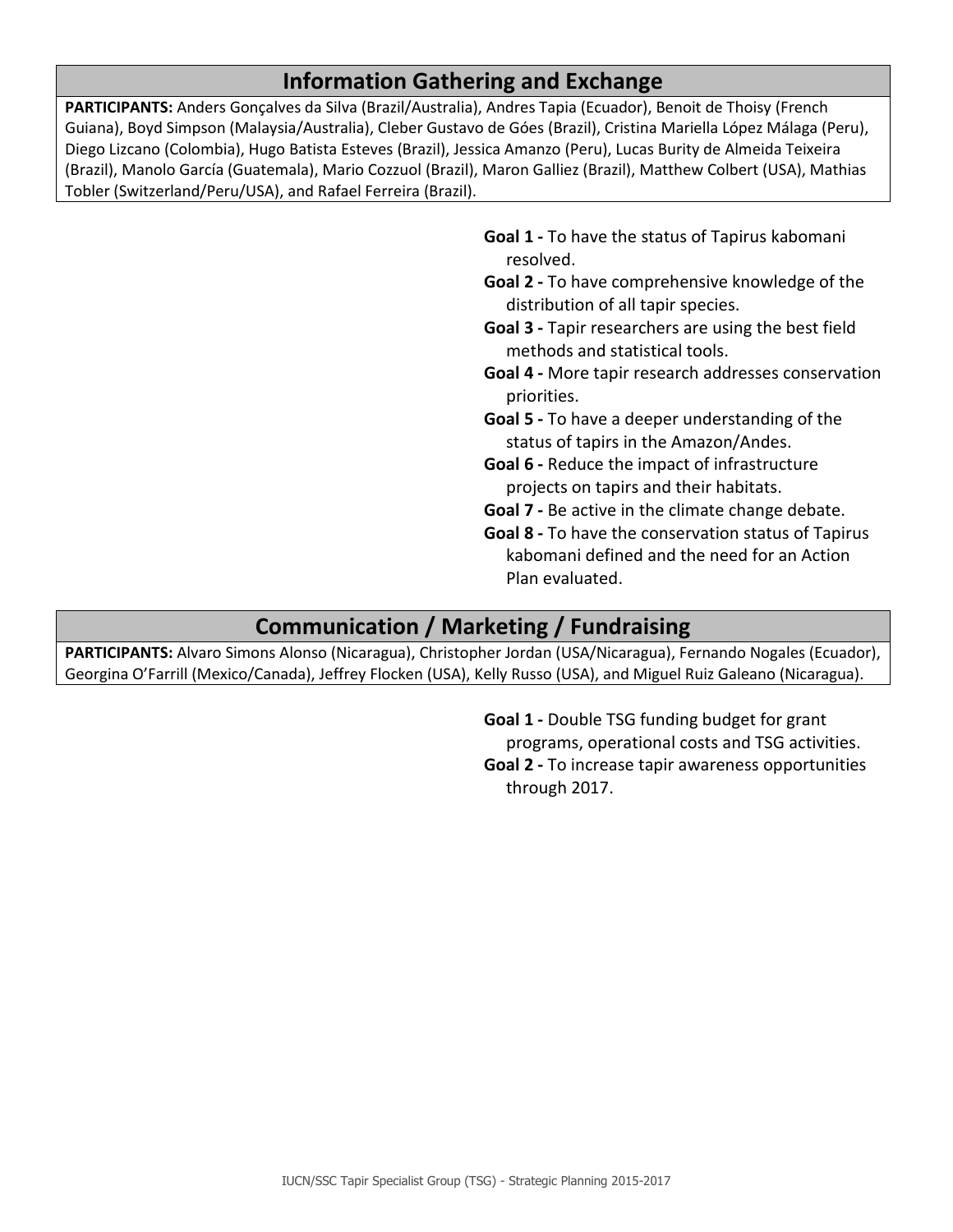## Information Gathering and Exchange

**PARTICIPANTS:** Anders Gonçalves da Silva (Brazil/Australia), Andres Tapia (Ecuador), Benoit de Thoisy (French Guiana), Boyd Simpson (Malaysia/Australia), Cleber Gustavo de Góes (Brazil), Cristina Mariella López Málaga (Peru), Diego Lizcano (Colombia), Hugo Batista Esteves (Brazil), Jessica Amanzo (Peru), Lucas Burity de Almeida Teixeira (Brazil), Manolo García (Guatemala), Mario Cozzuol (Brazil), Maron Galliez (Brazil), Matthew Colbert (USA), Mathias Tobler (Switzerland/Peru/USA), and Rafael Ferreira (Brazil).

**Goal 1 -** To have the status of Tapirus kabomani resolved.

**Goal 2 -** To have comprehensive knowledge of the distribution of all tapir species.

**Goal 3 -** Tapir researchers are using the best field methods and statistical tools.

**Goal 4 -** More tapir research addresses conservation priorities.

**Goal 5 -** To have a deeper understanding of the status of tapirs in the Amazon/Andes.

**Goal 6 -** Reduce the impact of infrastructure projects on tapirs and their habitats.

**Goal 7 -** Be active in the climate change debate.

**Goal 8 -** To have the conservation status of Tapirus kabomani defined and the need for an Action Plan evaluated.

## Communication / Marketing / Fundraising

**PARTICIPANTS:** Alvaro Simons Alonso (Nicaragua), Christopher Jordan (USA/Nicaragua), Fernando Nogales (Ecuador), Georgina O'Farrill (Mexico/Canada), Jeffrey Flocken (USA), Kelly Russo (USA), and Miguel Ruiz Galeano (Nicaragua).

**Goal 1 -** Double TSG funding budget for grant programs, operational costs and TSG activities.

**Goal 2 -** To increase tapir awareness opportunities through 2017.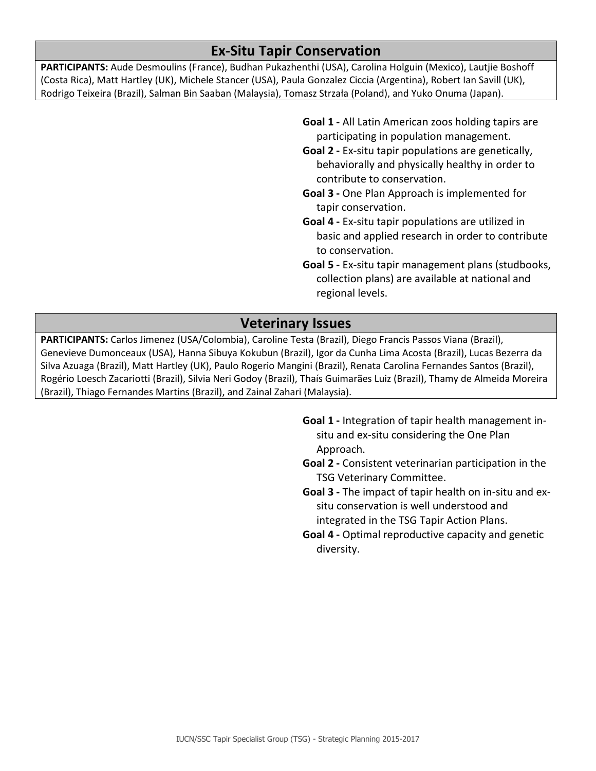## Ex-Situ Tapir Conservation

**PARTICIPANTS:** Aude Desmoulins (France), Budhan Pukazhenthi (USA), Carolina Holguin (Mexico), Lautjie Boshoff (Costa Rica), Matt Hartley (UK), Michele Stancer (USA), Paula Gonzalez Ciccia (Argentina), Robert Ian Savill (UK), Rodrigo Teixeira (Brazil), Salman Bin Saaban (Malaysia), Tomasz Strzała (Poland), and Yuko Onuma (Japan).

- **Goal 1 -** All Latin American zoos holding tapirs are participating in population management.
- **Goal 2 -** Ex-situ tapir populations are genetically, behaviorally and physically healthy in order to contribute to conservation.
- **Goal 3 -** One Plan Approach is implemented for tapir conservation.
- **Goal 4 -** Ex-situ tapir populations are utilized in basic and applied research in order to contribute to conservation.
- **Goal 5 -** Ex-situ tapir management plans (studbooks, collection plans) are available at national and regional levels.

## Veterinary Issues

**PARTICIPANTS:** Carlos Jimenez (USA/Colombia), Caroline Testa (Brazil), Diego Francis Passos Viana (Brazil), Genevieve Dumonceaux (USA), Hanna Sibuya Kokubun (Brazil), Igor da Cunha Lima Acosta (Brazil), Lucas Bezerra da Silva Azuaga (Brazil), Matt Hartley (UK), Paulo Rogerio Mangini (Brazil), Renata Carolina Fernandes Santos (Brazil), Rogério Loesch Zacariotti (Brazil), Silvia Neri Godoy (Brazil), Thaís Guimarães Luiz (Brazil), Thamy de Almeida Moreira (Brazil), Thiago Fernandes Martins (Brazil), and Zainal Zahari (Malaysia).

- **Goal 1 -** Integration of tapir health management in-situ and ex-situ considering the One Plan Approach.
- **Goal 2 -** Consistent veterinarian participation in the TSG Veterinary Committee.
- **Goal 3 -** The impact of tapir health on in-situ and ex-situ conservation is well understood and integrated in the TSG Tapir Action Plans.
- **Goal 4 -** Optimal reproductive capacity and genetic diversity.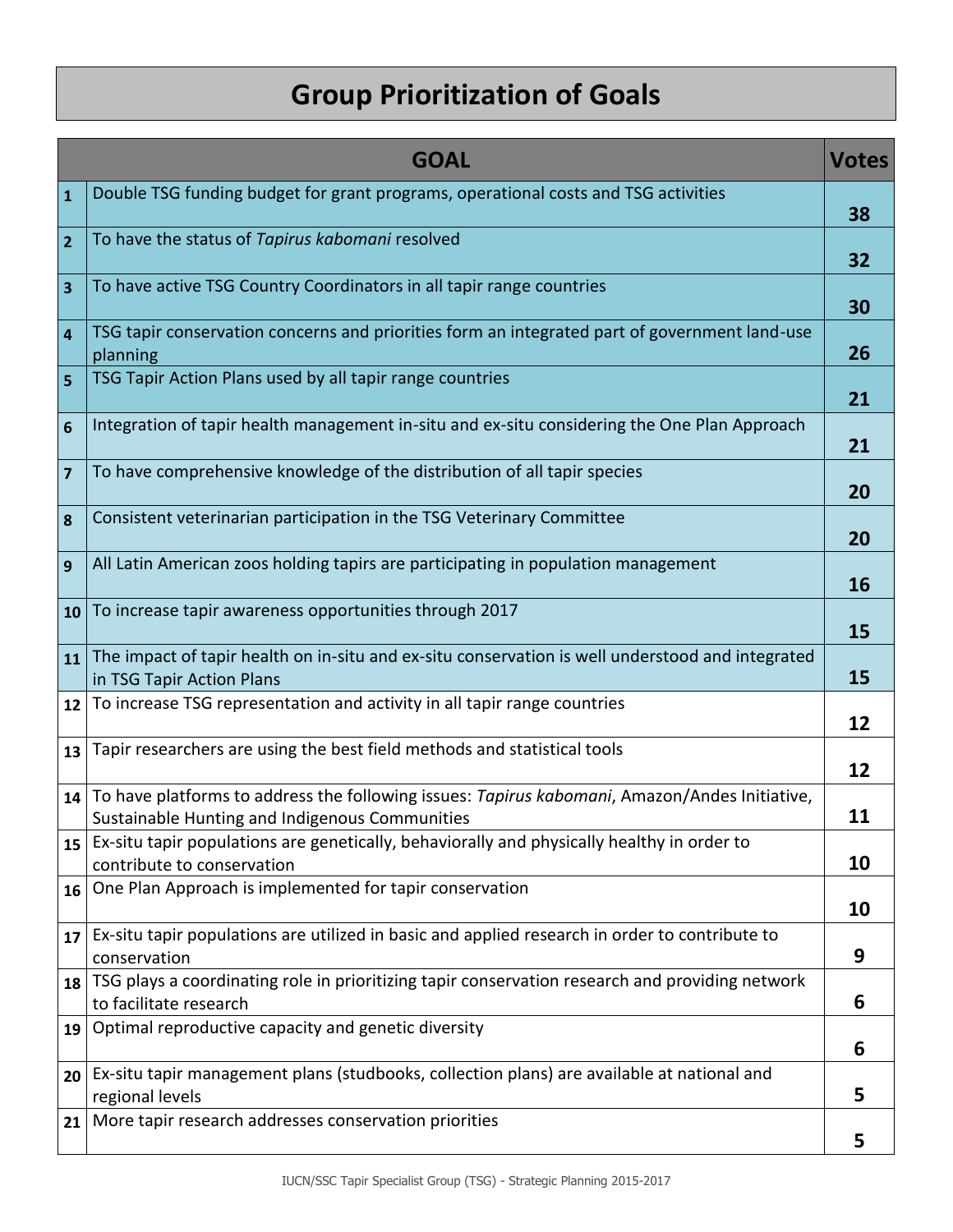# Group Prioritization of Goals

| | GOAL | Votes |
|---|---|---|
| 1 | Double TSG funding budget for grant programs, operational costs and TSG activities | 38 |
| 2 | To have the status of *Tapirus kabomani* resolved | 32 |
| 3 | To have active TSG Country Coordinators in all tapir range countries | 30 |
| 4 | TSG tapir conservation concerns and priorities form an integrated part of government land-use planning | 26 |
| 5 | TSG Tapir Action Plans used by all tapir range countries | 21 |
| 6 | Integration of tapir health management in-situ and ex-situ considering the One Plan Approach | 21 |
| 7 | To have comprehensive knowledge of the distribution of all tapir species | 20 |
| 8 | Consistent veterinarian participation in the TSG Veterinary Committee | 20 |
| 9 | All Latin American zoos holding tapirs are participating in population management | 16 |
| 10 | To increase tapir awareness opportunities through 2017 | 15 |
| 11 | The impact of tapir health on in-situ and ex-situ conservation is well understood and integrated in TSG Tapir Action Plans | 15 |
| 12 | To increase TSG representation and activity in all tapir range countries | 12 |
| 13 | Tapir researchers are using the best field methods and statistical tools | 12 |
| 14 | To have platforms to address the following issues: *Tapirus kabomani*, Amazon/Andes Initiative, Sustainable Hunting and Indigenous Communities | 11 |
| 15 | Ex-situ tapir populations are genetically, behaviorally and physically healthy in order to contribute to conservation | 10 |
| 16 | One Plan Approach is implemented for tapir conservation | 10 |
| 17 | Ex-situ tapir populations are utilized in basic and applied research in order to contribute to conservation | 9 |
| 18 | TSG plays a coordinating role in prioritizing tapir conservation research and providing network to facilitate research | 6 |
| 19 | Optimal reproductive capacity and genetic diversity | 6 |
| 20 | Ex-situ tapir management plans (studbooks, collection plans) are available at national and regional levels | 5 |
| 21 | More tapir research addresses conservation priorities | 5 |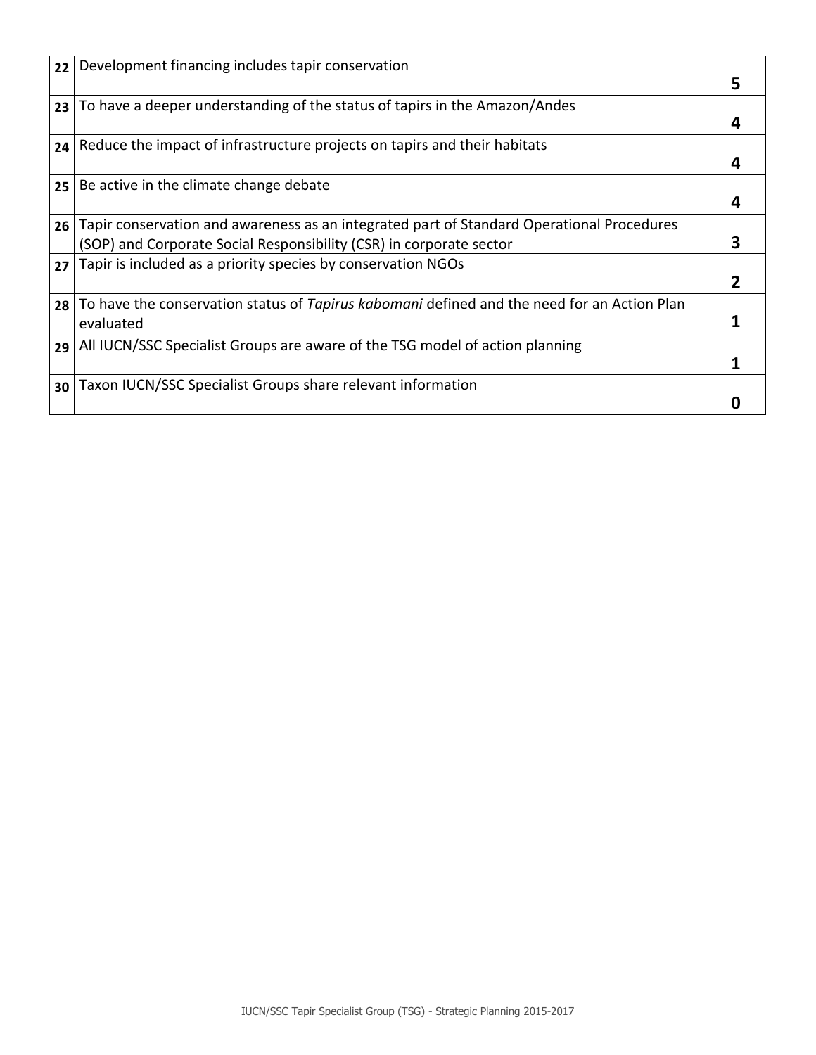| | | |
|---|---|---|
| **22** | Development financing includes tapir conservation | **5** |
| **23** | To have a deeper understanding of the status of tapirs in the Amazon/Andes | **4** |
| **24** | Reduce the impact of infrastructure projects on tapirs and their habitats | **4** |
| **25** | Be active in the climate change debate | **4** |
| **26** | Tapir conservation and awareness as an integrated part of Standard Operational Procedures (SOP) and Corporate Social Responsibility (CSR) in corporate sector | **3** |
| **27** | Tapir is included as a priority species by conservation NGOs | **2** |
| **28** | To have the conservation status of *Tapirus kabomani* defined and the need for an Action Plan evaluated | **1** |
| **29** | All IUCN/SSC Specialist Groups are aware of the TSG model of action planning | **1** |
| **30** | Taxon IUCN/SSC Specialist Groups share relevant information | **0** |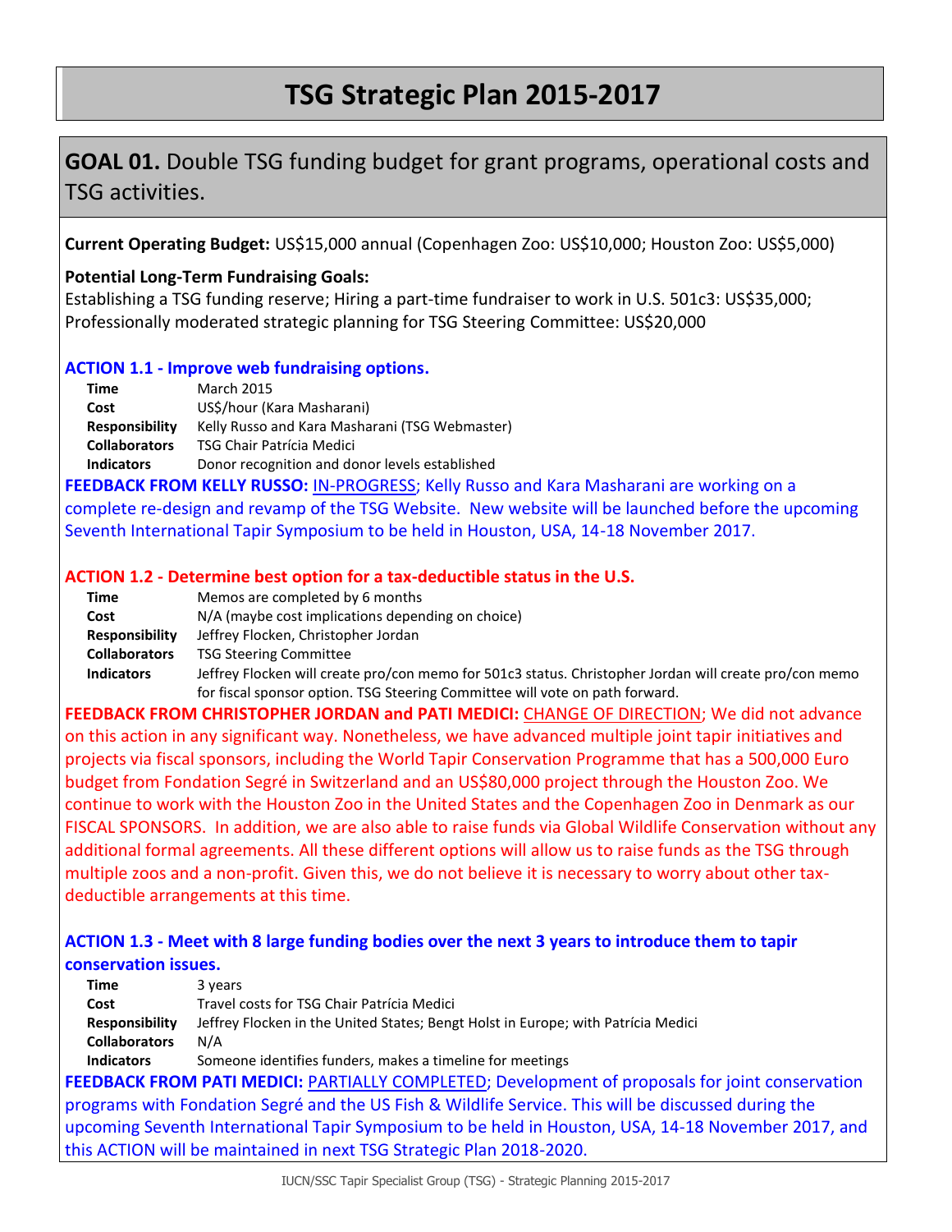# TSG Strategic Plan 2015-2017

## **GOAL 01.** Double TSG funding budget for grant programs, operational costs and TSG activities.

**Current Operating Budget:** US$15,000 annual (Copenhagen Zoo: US$10,000; Houston Zoo: US$5,000)

**Potential Long-Term Fundraising Goals:**
Establishing a TSG funding reserve; Hiring a part-time fundraiser to work in U.S. 501c3: US$35,000; Professionally moderated strategic planning for TSG Steering Committee: US$20,000

### ACTION 1.1 - Improve web fundraising options.

| | |
|---|---|
| **Time** | March 2015 |
| **Cost** | US$/hour (Kara Masharani) |
| **Responsibility** | Kelly Russo and Kara Masharani (TSG Webmaster) |
| **Collaborators** | TSG Chair Patrícia Medici |
| **Indicators** | Donor recognition and donor levels established |

**FEEDBACK FROM KELLY RUSSO:** IN-PROGRESS; Kelly Russo and Kara Masharani are working on a complete re-design and revamp of the TSG Website. New website will be launched before the upcoming Seventh International Tapir Symposium to be held in Houston, USA, 14-18 November 2017.

### ACTION 1.2 - Determine best option for a tax-deductible status in the U.S.

| | |
|---|---|
| **Time** | Memos are completed by 6 months |
| **Cost** | N/A (maybe cost implications depending on choice) |
| **Responsibility** | Jeffrey Flocken, Christopher Jordan |
| **Collaborators** | TSG Steering Committee |
| **Indicators** | Jeffrey Flocken will create pro/con memo for 501c3 status. Christopher Jordan will create pro/con memo for fiscal sponsor option. TSG Steering Committee will vote on path forward. |

**FEEDBACK FROM CHRISTOPHER JORDAN and PATI MEDICI:** CHANGE OF DIRECTION; We did not advance on this action in any significant way. Nonetheless, we have advanced multiple joint tapir initiatives and projects via fiscal sponsors, including the World Tapir Conservation Programme that has a 500,000 Euro budget from Fondation Segré in Switzerland and an US$80,000 project through the Houston Zoo. We continue to work with the Houston Zoo in the United States and the Copenhagen Zoo in Denmark as our FISCAL SPONSORS. In addition, we are also able to raise funds via Global Wildlife Conservation without any additional formal agreements. All these different options will allow us to raise funds as the TSG through multiple zoos and a non-profit. Given this, we do not believe it is necessary to worry about other tax-deductible arrangements at this time.

### ACTION 1.3 - Meet with 8 large funding bodies over the next 3 years to introduce them to tapir conservation issues.

| | |
|---|---|
| **Time** | 3 years |
| **Cost** | Travel costs for TSG Chair Patrícia Medici |
| **Responsibility** | Jeffrey Flocken in the United States; Bengt Holst in Europe; with Patrícia Medici |
| **Collaborators** | N/A |
| **Indicators** | Someone identifies funders, makes a timeline for meetings |

**FEEDBACK FROM PATI MEDICI:** PARTIALLY COMPLETED; Development of proposals for joint conservation programs with Fondation Segré and the US Fish & Wildlife Service. This will be discussed during the upcoming Seventh International Tapir Symposium to be held in Houston, USA, 14-18 November 2017, and this ACTION will be maintained in next TSG Strategic Plan 2018-2020.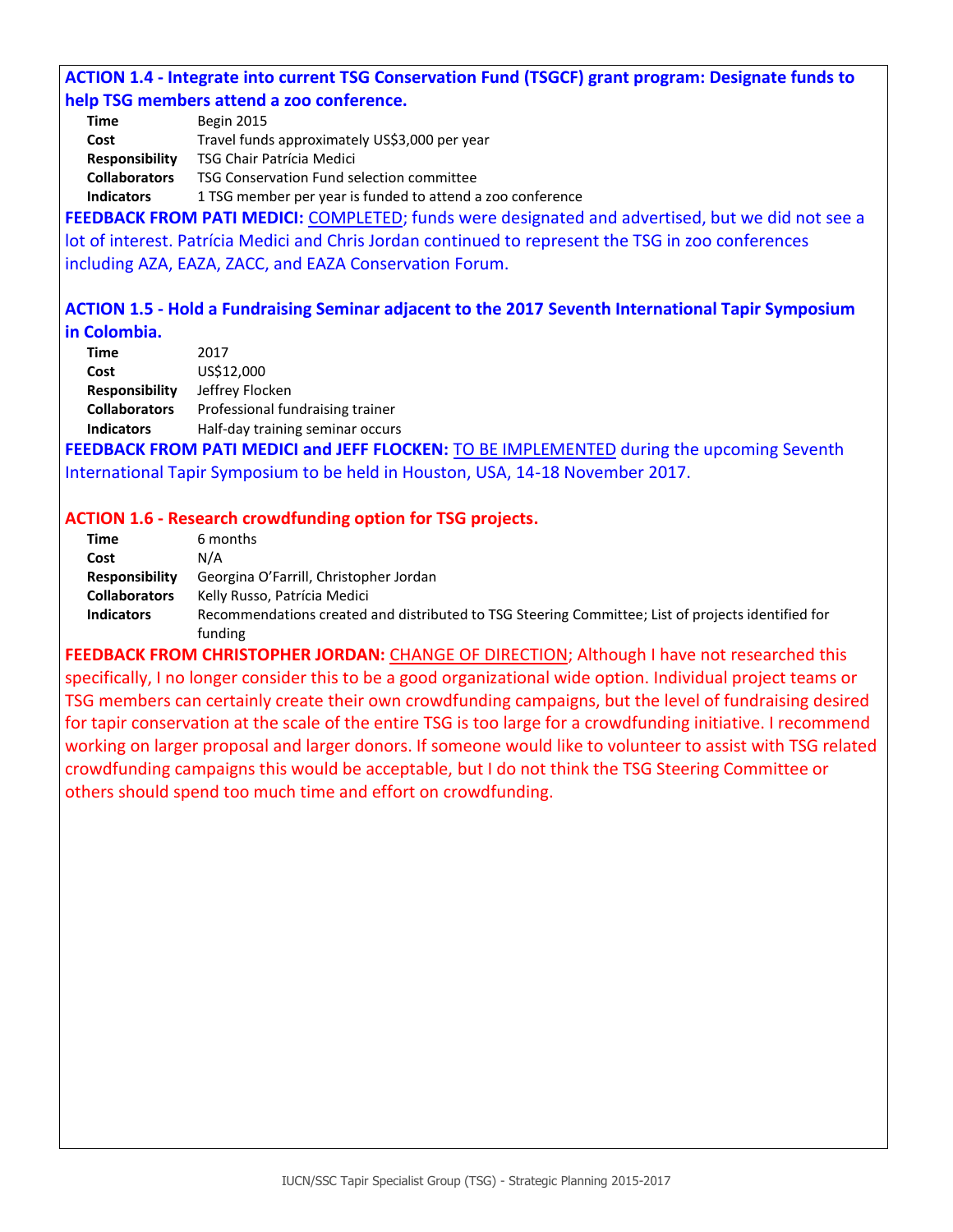### ACTION 1.4 - Integrate into current TSG Conservation Fund (TSGCF) grant program: Designate funds to help TSG members attend a zoo conference.

| | |
|---|---|
| **Time** | Begin 2015 |
| **Cost** | Travel funds approximately US$3,000 per year |
| **Responsibility** | TSG Chair Patrícia Medici |
| **Collaborators** | TSG Conservation Fund selection committee |
| **Indicators** | 1 TSG member per year is funded to attend a zoo conference |

**FEEDBACK FROM PATI MEDICI:** COMPLETED; funds were designated and advertised, but we did not see a lot of interest. Patrícia Medici and Chris Jordan continued to represent the TSG in zoo conferences including AZA, EAZA, ZACC, and EAZA Conservation Forum.

### ACTION 1.5 - Hold a Fundraising Seminar adjacent to the 2017 Seventh International Tapir Symposium in Colombia.

| | |
|---|---|
| **Time** | 2017 |
| **Cost** | US$12,000 |
| **Responsibility** | Jeffrey Flocken |
| **Collaborators** | Professional fundraising trainer |
| **Indicators** | Half-day training seminar occurs |

**FEEDBACK FROM PATI MEDICI and JEFF FLOCKEN:** TO BE IMPLEMENTED during the upcoming Seventh International Tapir Symposium to be held in Houston, USA, 14-18 November 2017.

### ACTION 1.6 - Research crowdfunding option for TSG projects.

| | |
|---|---|
| **Time** | 6 months |
| **Cost** | N/A |
| **Responsibility** | Georgina O'Farrill, Christopher Jordan |
| **Collaborators** | Kelly Russo, Patrícia Medici |
| **Indicators** | Recommendations created and distributed to TSG Steering Committee; List of projects identified for funding |

**FEEDBACK FROM CHRISTOPHER JORDAN:** CHANGE OF DIRECTION; Although I have not researched this specifically, I no longer consider this to be a good organizational wide option. Individual project teams or TSG members can certainly create their own crowdfunding campaigns, but the level of fundraising desired for tapir conservation at the scale of the entire TSG is too large for a crowdfunding initiative. I recommend working on larger proposal and larger donors. If someone would like to volunteer to assist with TSG related crowdfunding campaigns this would be acceptable, but I do not think the TSG Steering Committee or others should spend too much time and effort on crowdfunding.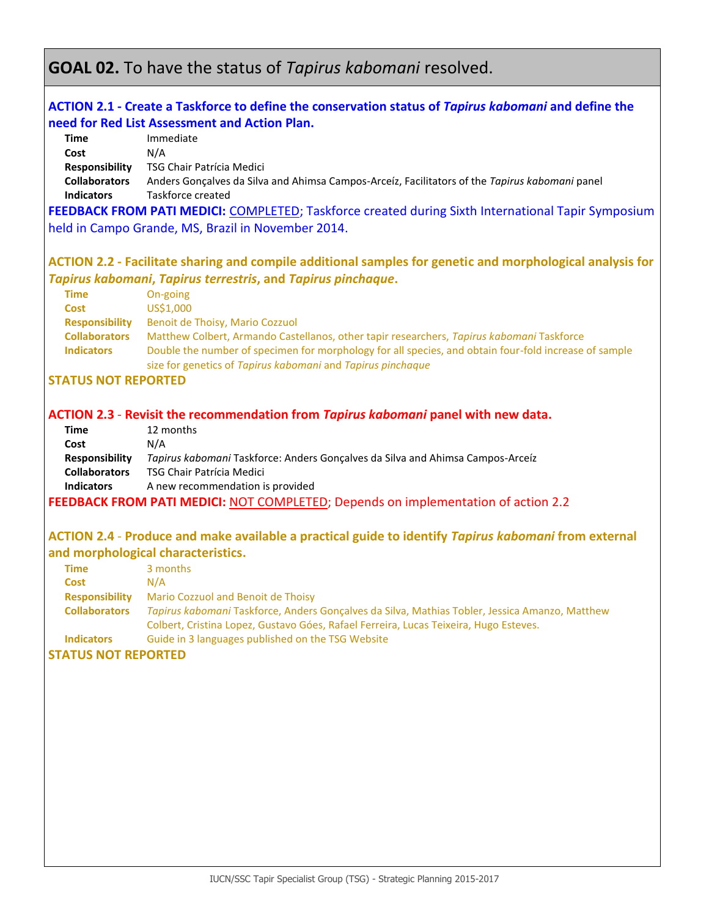## GOAL 02. To have the status of *Tapirus kabomani* resolved.

### ACTION 2.1 - Create a Taskforce to define the conservation status of *Tapirus kabomani* and define the need for Red List Assessment and Action Plan.

**Time** Immediate
**Cost** N/A
**Responsibility** TSG Chair Patrícia Medici
**Collaborators** Anders Gonçalves da Silva and Ahimsa Campos-Arceíz, Facilitators of the *Tapirus kabomani* panel
**Indicators** Taskforce created

**FEEDBACK FROM PATI MEDICI:** COMPLETED; Taskforce created during Sixth International Tapir Symposium held in Campo Grande, MS, Brazil in November 2014.

### ACTION 2.2 - Facilitate sharing and compile additional samples for genetic and morphological analysis for *Tapirus kabomani*, *Tapirus terrestris*, and *Tapirus pinchaque*.

**Time** On-going
**Cost** US$1,000
**Responsibility** Benoit de Thoisy, Mario Cozzuol
**Collaborators** Matthew Colbert, Armando Castellanos, other tapir researchers, *Tapirus kabomani* Taskforce
**Indicators** Double the number of specimen for morphology for all species, and obtain four-fold increase of sample size for genetics of *Tapirus kabomani* and *Tapirus pinchaque*

**STATUS NOT REPORTED**

### ACTION 2.3 - Revisit the recommendation from *Tapirus kabomani* panel with new data.

**Time** 12 months
**Cost** N/A
**Responsibility** *Tapirus kabomani* Taskforce: Anders Gonçalves da Silva and Ahimsa Campos-Arceíz
**Collaborators** TSG Chair Patrícia Medici
**Indicators** A new recommendation is provided

**FEEDBACK FROM PATI MEDICI:** NOT COMPLETED; Depends on implementation of action 2.2

### ACTION 2.4 - Produce and make available a practical guide to identify *Tapirus kabomani* from external and morphological characteristics.

**Time** 3 months
**Cost** N/A
**Responsibility** Mario Cozzuol and Benoit de Thoisy
**Collaborators** *Tapirus kabomani* Taskforce, Anders Gonçalves da Silva, Mathias Tobler, Jessica Amanzo, Matthew Colbert, Cristina Lopez, Gustavo Góes, Rafael Ferreira, Lucas Teixeira, Hugo Esteves.
**Indicators** Guide in 3 languages published on the TSG Website

**STATUS NOT REPORTED**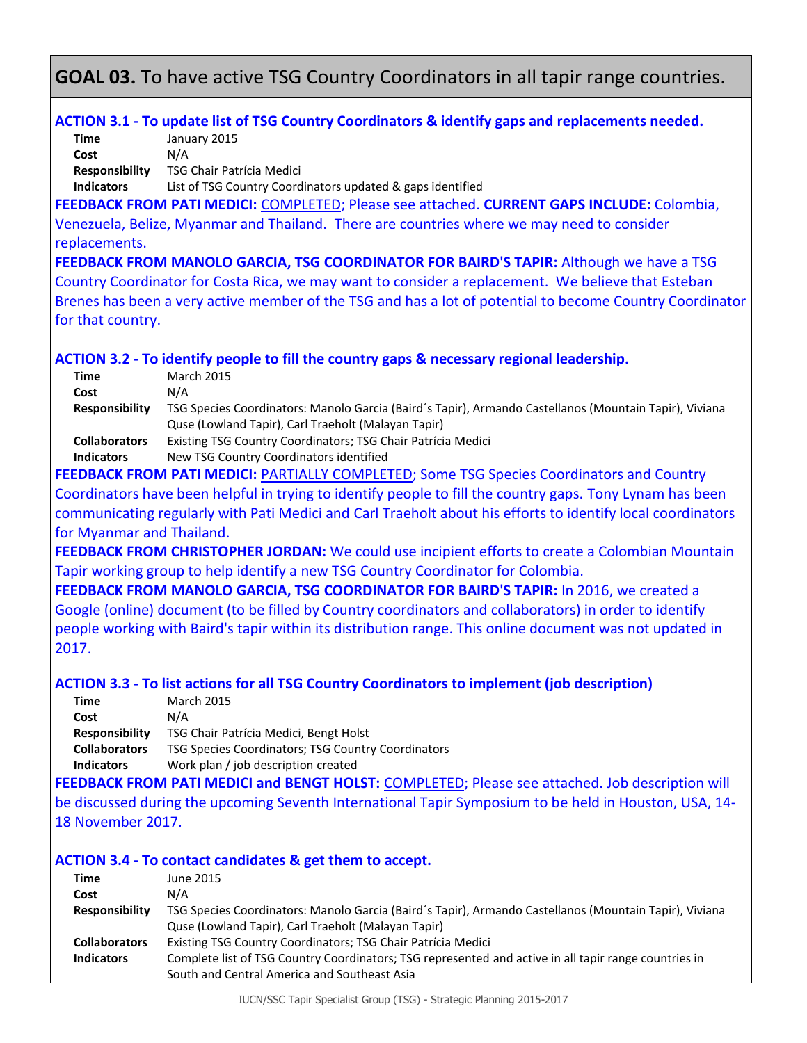## GOAL 03. To have active TSG Country Coordinators in all tapir range countries.

### ACTION 3.1 - To update list of TSG Country Coordinators & identify gaps and replacements needed.

**Time** January 2015
**Cost** N/A
**Responsibility** TSG Chair Patrícia Medici
**Indicators** List of TSG Country Coordinators updated & gaps identified

**FEEDBACK FROM PATI MEDICI:** COMPLETED; Please see attached. **CURRENT GAPS INCLUDE:** Colombia, Venezuela, Belize, Myanmar and Thailand. There are countries where we may need to consider replacements.

**FEEDBACK FROM MANOLO GARCIA, TSG COORDINATOR FOR BAIRD'S TAPIR:** Although we have a TSG Country Coordinator for Costa Rica, we may want to consider a replacement. We believe that Esteban Brenes has been a very active member of the TSG and has a lot of potential to become Country Coordinator for that country.

### ACTION 3.2 - To identify people to fill the country gaps & necessary regional leadership.

**Time** March 2015
**Cost** N/A
**Responsibility** TSG Species Coordinators: Manolo Garcia (Baird´s Tapir), Armando Castellanos (Mountain Tapir), Viviana Quse (Lowland Tapir), Carl Traeholt (Malayan Tapir)
**Collaborators** Existing TSG Country Coordinators; TSG Chair Patrícia Medici
**Indicators** New TSG Country Coordinators identified

**FEEDBACK FROM PATI MEDICI:** PARTIALLY COMPLETED; Some TSG Species Coordinators and Country Coordinators have been helpful in trying to identify people to fill the country gaps. Tony Lynam has been communicating regularly with Pati Medici and Carl Traeholt about his efforts to identify local coordinators for Myanmar and Thailand.

**FEEDBACK FROM CHRISTOPHER JORDAN:** We could use incipient efforts to create a Colombian Mountain Tapir working group to help identify a new TSG Country Coordinator for Colombia.

**FEEDBACK FROM MANOLO GARCIA, TSG COORDINATOR FOR BAIRD'S TAPIR:** In 2016, we created a Google (online) document (to be filled by Country coordinators and collaborators) in order to identify people working with Baird's tapir within its distribution range. This online document was not updated in 2017.

### ACTION 3.3 - To list actions for all TSG Country Coordinators to implement (job description)

**Time** March 2015
**Cost** N/A
**Responsibility** TSG Chair Patrícia Medici, Bengt Holst
**Collaborators** TSG Species Coordinators; TSG Country Coordinators
**Indicators** Work plan / job description created

**FEEDBACK FROM PATI MEDICI and BENGT HOLST:** COMPLETED; Please see attached. Job description will be discussed during the upcoming Seventh International Tapir Symposium to be held in Houston, USA, 14-18 November 2017.

### ACTION 3.4 - To contact candidates & get them to accept.

**Time** June 2015
**Cost** N/A
**Responsibility** TSG Species Coordinators: Manolo Garcia (Baird´s Tapir), Armando Castellanos (Mountain Tapir), Viviana Quse (Lowland Tapir), Carl Traeholt (Malayan Tapir)
**Collaborators** Existing TSG Country Coordinators; TSG Chair Patrícia Medici
**Indicators** Complete list of TSG Country Coordinators; TSG represented and active in all tapir range countries in South and Central America and Southeast Asia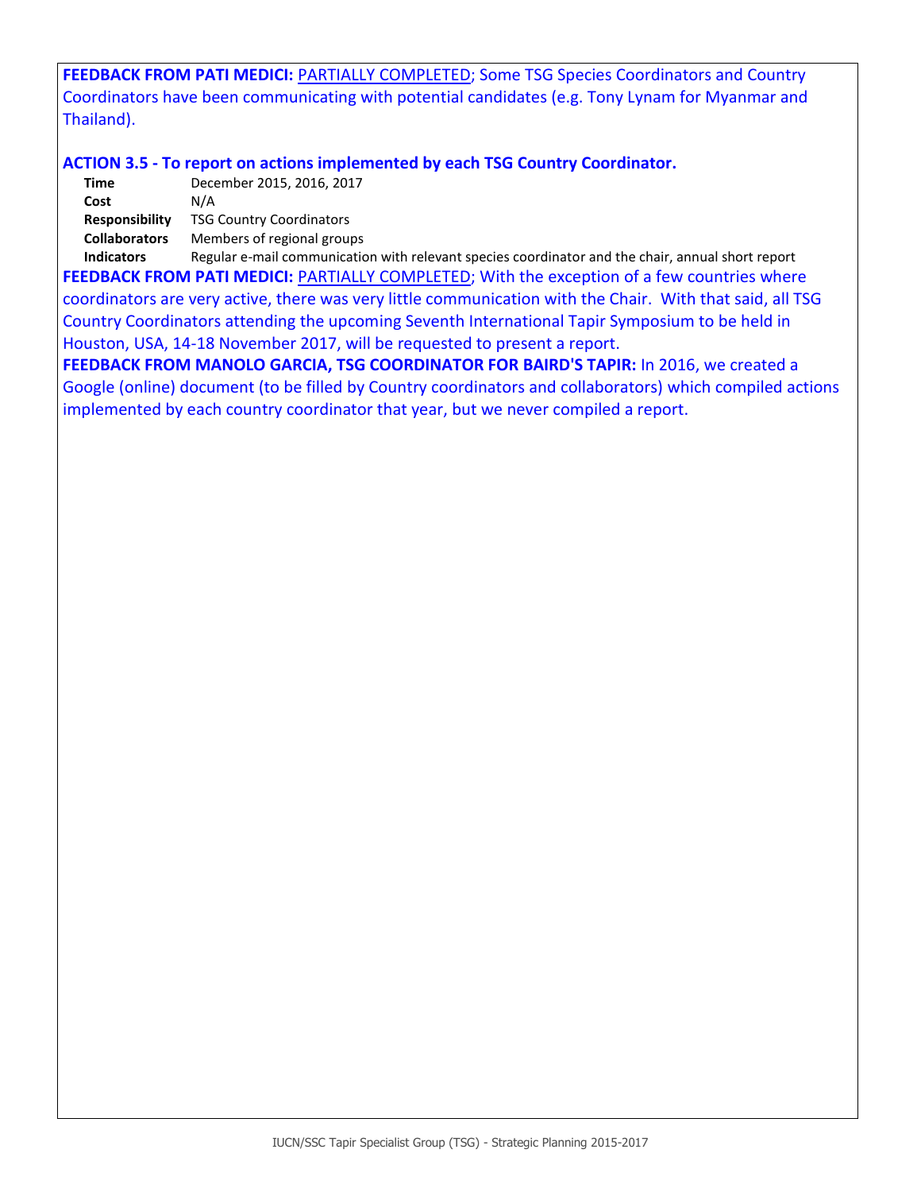**FEEDBACK FROM PATI MEDICI:** PARTIALLY COMPLETED; Some TSG Species Coordinators and Country Coordinators have been communicating with potential candidates (e.g. Tony Lynam for Myanmar and Thailand).

### ACTION 3.5 - To report on actions implemented by each TSG Country Coordinator.

| | |
|---|---|
| **Time** | December 2015, 2016, 2017 |
| **Cost** | N/A |
| **Responsibility** | TSG Country Coordinators |
| **Collaborators** | Members of regional groups |
| **Indicators** | Regular e-mail communication with relevant species coordinator and the chair, annual short report |

**FEEDBACK FROM PATI MEDICI:** PARTIALLY COMPLETED; With the exception of a few countries where coordinators are very active, there was very little communication with the Chair. With that said, all TSG Country Coordinators attending the upcoming Seventh International Tapir Symposium to be held in Houston, USA, 14-18 November 2017, will be requested to present a report.

**FEEDBACK FROM MANOLO GARCIA, TSG COORDINATOR FOR BAIRD'S TAPIR:** In 2016, we created a Google (online) document (to be filled by Country coordinators and collaborators) which compiled actions implemented by each country coordinator that year, but we never compiled a report.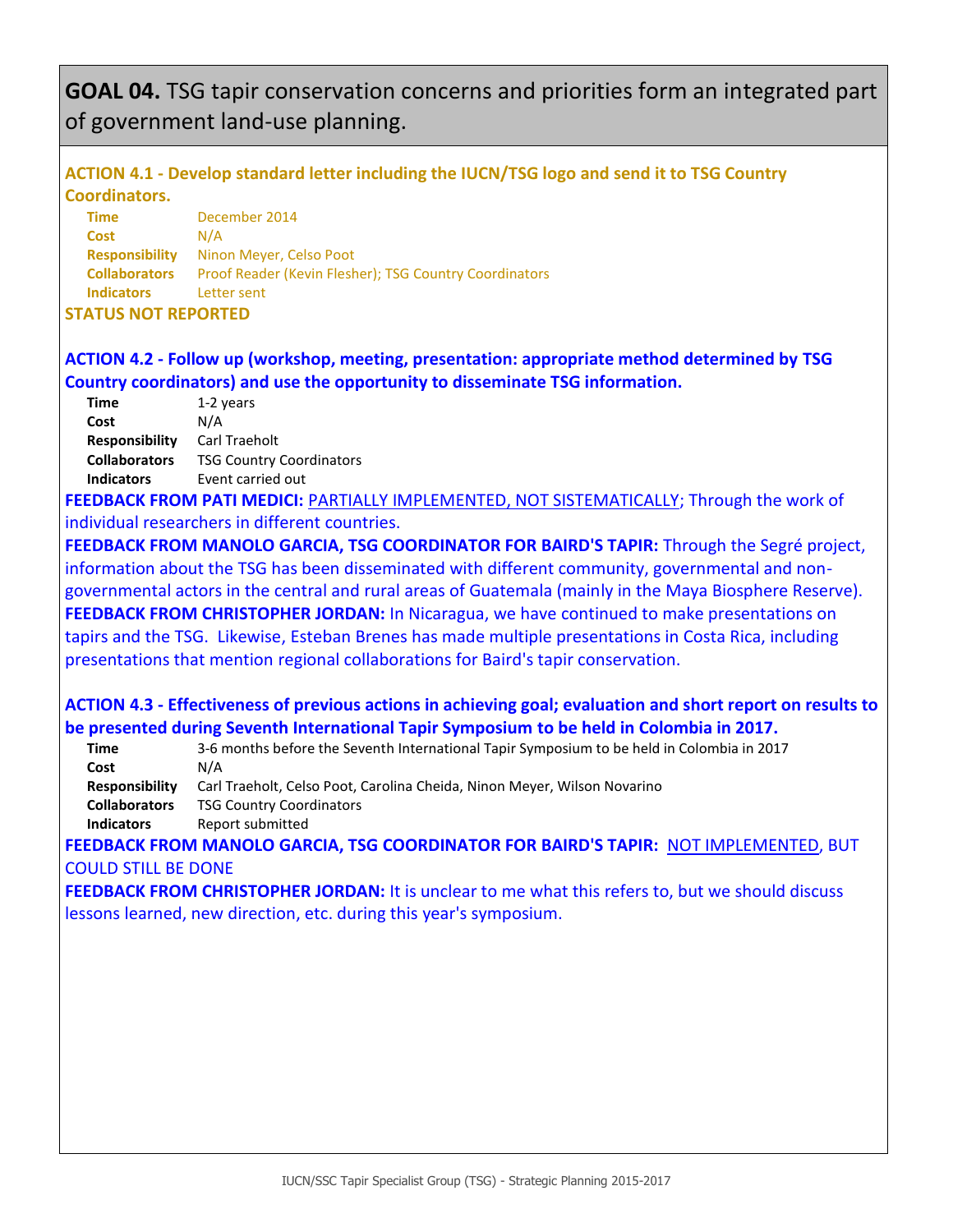# **GOAL 04.** TSG tapir conservation concerns and priorities form an integrated part of government land-use planning.

### ACTION 4.1 - Develop standard letter including the IUCN/TSG logo and send it to TSG Country Coordinators.

**Time** December 2014
**Cost** N/A
**Responsibility** Ninon Meyer, Celso Poot
**Collaborators** Proof Reader (Kevin Flesher); TSG Country Coordinators
**Indicators** Letter sent

**STATUS NOT REPORTED**

### ACTION 4.2 - Follow up (workshop, meeting, presentation: appropriate method determined by TSG Country coordinators) and use the opportunity to disseminate TSG information.

**Time** 1-2 years
**Cost** N/A
**Responsibility** Carl Traeholt
**Collaborators** TSG Country Coordinators
**Indicators** Event carried out

**FEEDBACK FROM PATI MEDICI:** PARTIALLY IMPLEMENTED, NOT SISTEMATICALLY; Through the work of individual researchers in different countries.

**FEEDBACK FROM MANOLO GARCIA, TSG COORDINATOR FOR BAIRD'S TAPIR:** Through the Segré project, information about the TSG has been disseminated with different community, governmental and non-governmental actors in the central and rural areas of Guatemala (mainly in the Maya Biosphere Reserve).

**FEEDBACK FROM CHRISTOPHER JORDAN:** In Nicaragua, we have continued to make presentations on tapirs and the TSG. Likewise, Esteban Brenes has made multiple presentations in Costa Rica, including presentations that mention regional collaborations for Baird's tapir conservation.

### ACTION 4.3 - Effectiveness of previous actions in achieving goal; evaluation and short report on results to be presented during Seventh International Tapir Symposium to be held in Colombia in 2017.

**Time** 3-6 months before the Seventh International Tapir Symposium to be held in Colombia in 2017
**Cost** N/A
**Responsibility** Carl Traeholt, Celso Poot, Carolina Cheida, Ninon Meyer, Wilson Novarino
**Collaborators** TSG Country Coordinators
**Indicators** Report submitted

**FEEDBACK FROM MANOLO GARCIA, TSG COORDINATOR FOR BAIRD'S TAPIR:** NOT IMPLEMENTED, BUT COULD STILL BE DONE

**FEEDBACK FROM CHRISTOPHER JORDAN:** It is unclear to me what this refers to, but we should discuss lessons learned, new direction, etc. during this year's symposium.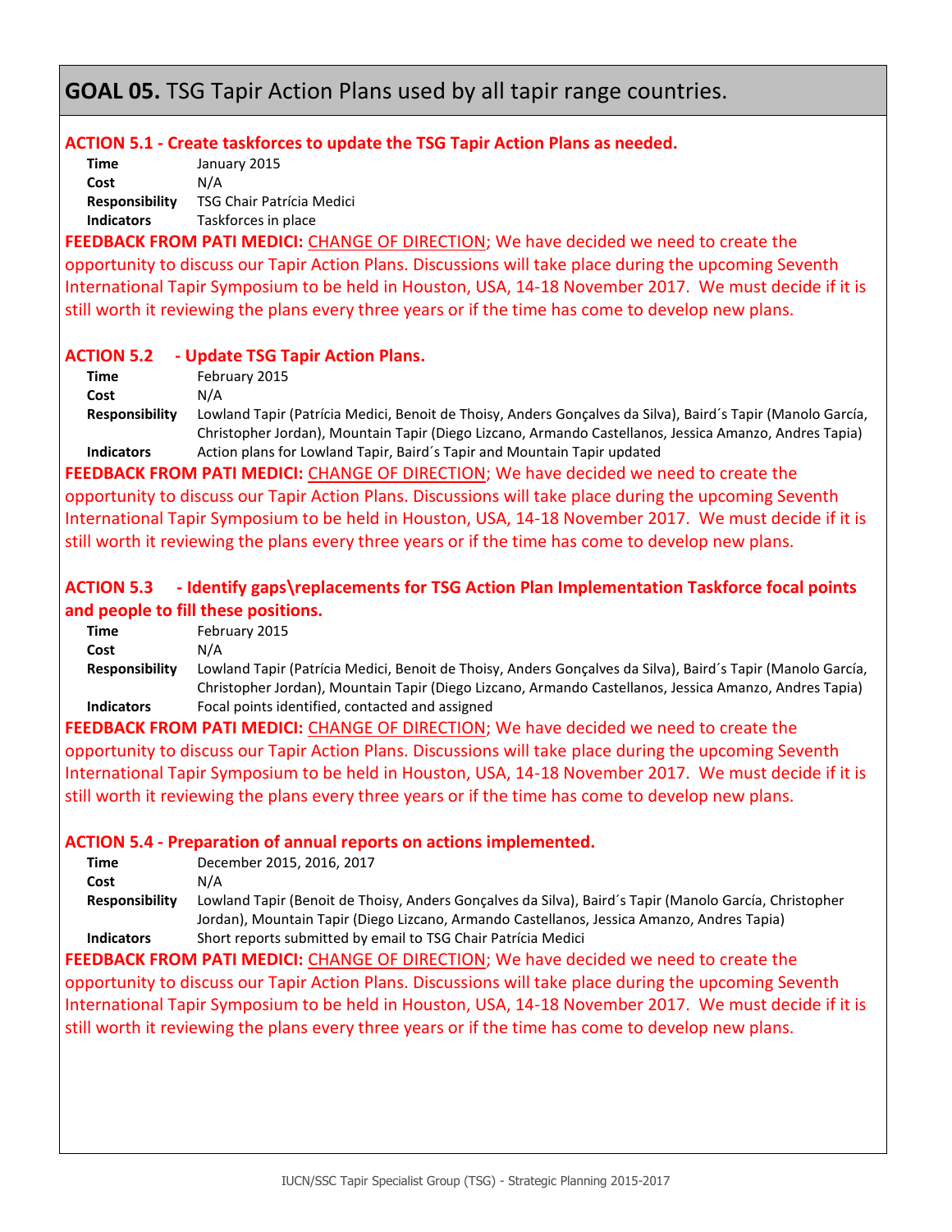# GOAL 05. TSG Tapir Action Plans used by all tapir range countries.

**ACTION 5.1 - Create taskforces to update the TSG Tapir Action Plans as needed.**

**Time** January 2015
**Cost** N/A
**Responsibility** TSG Chair Patrícia Medici
**Indicators** Taskforces in place

**FEEDBACK FROM PATI MEDICI:** CHANGE OF DIRECTION; We have decided we need to create the opportunity to discuss our Tapir Action Plans. Discussions will take place during the upcoming Seventh International Tapir Symposium to be held in Houston, USA, 14-18 November 2017. We must decide if it is still worth it reviewing the plans every three years or if the time has come to develop new plans.

**ACTION 5.2 - Update TSG Tapir Action Plans.**

**Time** February 2015
**Cost** N/A
**Responsibility** Lowland Tapir (Patrícia Medici, Benoit de Thoisy, Anders Gonçalves da Silva), Baird´s Tapir (Manolo García, Christopher Jordan), Mountain Tapir (Diego Lizcano, Armando Castellanos, Jessica Amanzo, Andres Tapia)
**Indicators** Action plans for Lowland Tapir, Baird´s Tapir and Mountain Tapir updated

**FEEDBACK FROM PATI MEDICI:** CHANGE OF DIRECTION; We have decided we need to create the opportunity to discuss our Tapir Action Plans. Discussions will take place during the upcoming Seventh International Tapir Symposium to be held in Houston, USA, 14-18 November 2017. We must decide if it is still worth it reviewing the plans every three years or if the time has come to develop new plans.

**ACTION 5.3 - Identify gaps\replacements for TSG Action Plan Implementation Taskforce focal points and people to fill these positions.**

**Time** February 2015
**Cost** N/A
**Responsibility** Lowland Tapir (Patrícia Medici, Benoit de Thoisy, Anders Gonçalves da Silva), Baird´s Tapir (Manolo García, Christopher Jordan), Mountain Tapir (Diego Lizcano, Armando Castellanos, Jessica Amanzo, Andres Tapia)
**Indicators** Focal points identified, contacted and assigned

**FEEDBACK FROM PATI MEDICI:** CHANGE OF DIRECTION; We have decided we need to create the opportunity to discuss our Tapir Action Plans. Discussions will take place during the upcoming Seventh International Tapir Symposium to be held in Houston, USA, 14-18 November 2017. We must decide if it is still worth it reviewing the plans every three years or if the time has come to develop new plans.

**ACTION 5.4 - Preparation of annual reports on actions implemented.**

**Time** December 2015, 2016, 2017
**Cost** N/A
**Responsibility** Lowland Tapir (Benoit de Thoisy, Anders Gonçalves da Silva), Baird´s Tapir (Manolo García, Christopher Jordan), Mountain Tapir (Diego Lizcano, Armando Castellanos, Jessica Amanzo, Andres Tapia)
**Indicators** Short reports submitted by email to TSG Chair Patrícia Medici

**FEEDBACK FROM PATI MEDICI:** CHANGE OF DIRECTION; We have decided we need to create the opportunity to discuss our Tapir Action Plans. Discussions will take place during the upcoming Seventh International Tapir Symposium to be held in Houston, USA, 14-18 November 2017. We must decide if it is still worth it reviewing the plans every three years or if the time has come to develop new plans.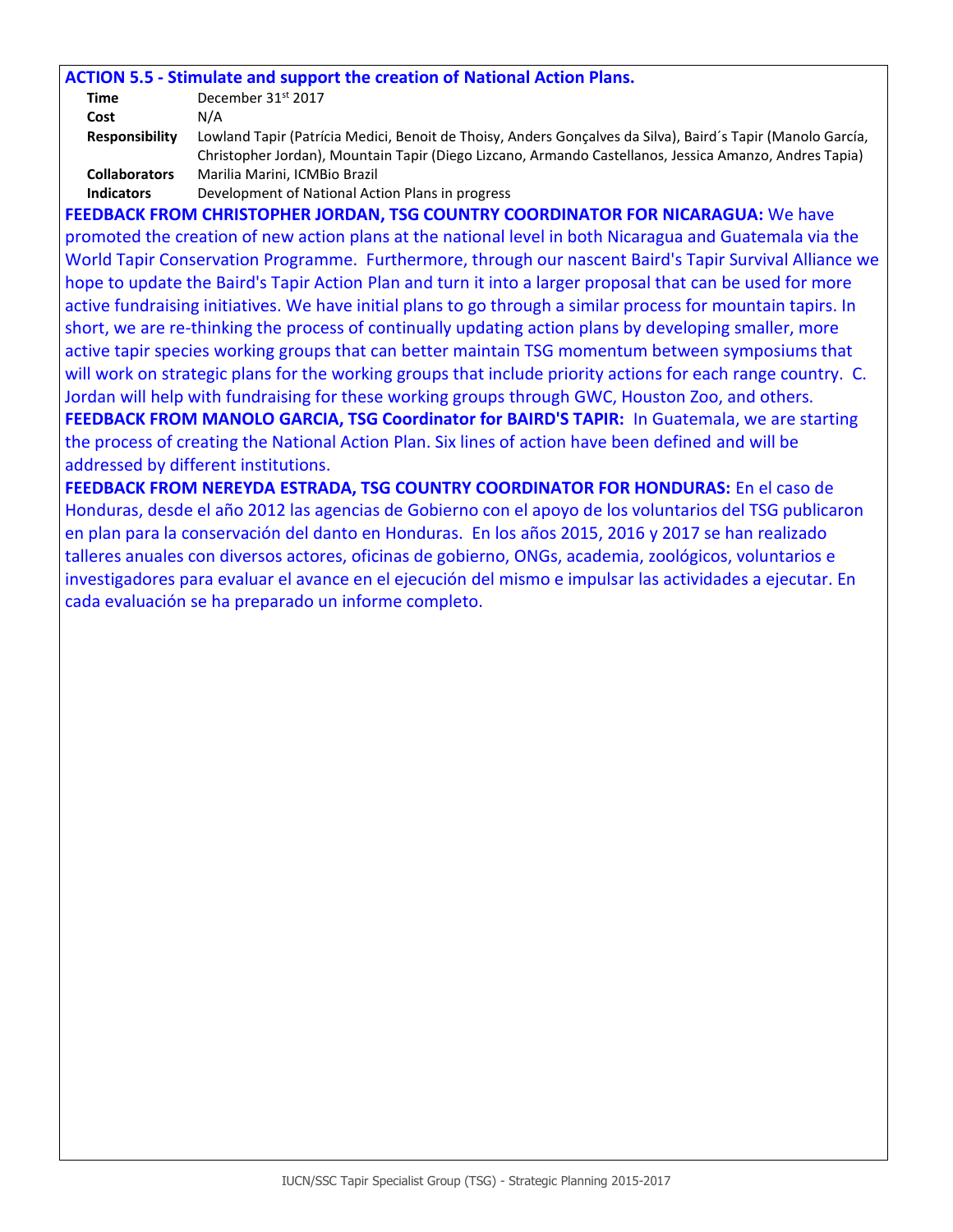**ACTION 5.5 - Stimulate and support the creation of National Action Plans.**

| | |
|---|---|
| **Time** | December 31st 2017 |
| **Cost** | N/A |
| **Responsibility** | Lowland Tapir (Patrícia Medici, Benoit de Thoisy, Anders Gonçalves da Silva), Baird´s Tapir (Manolo García, Christopher Jordan), Mountain Tapir (Diego Lizcano, Armando Castellanos, Jessica Amanzo, Andres Tapia) |
| **Collaborators** | Marilia Marini, ICMBio Brazil |
| **Indicators** | Development of National Action Plans in progress |

**FEEDBACK FROM CHRISTOPHER JORDAN, TSG COUNTRY COORDINATOR FOR NICARAGUA:** We have promoted the creation of new action plans at the national level in both Nicaragua and Guatemala via the World Tapir Conservation Programme. Furthermore, through our nascent Baird's Tapir Survival Alliance we hope to update the Baird's Tapir Action Plan and turn it into a larger proposal that can be used for more active fundraising initiatives. We have initial plans to go through a similar process for mountain tapirs. In short, we are re-thinking the process of continually updating action plans by developing smaller, more active tapir species working groups that can better maintain TSG momentum between symposiums that will work on strategic plans for the working groups that include priority actions for each range country. C. Jordan will help with fundraising for these working groups through GWC, Houston Zoo, and others.

**FEEDBACK FROM MANOLO GARCIA, TSG Coordinator for BAIRD'S TAPIR:** In Guatemala, we are starting the process of creating the National Action Plan. Six lines of action have been defined and will be addressed by different institutions.

**FEEDBACK FROM NEREYDA ESTRADA, TSG COUNTRY COORDINATOR FOR HONDURAS:** En el caso de Honduras, desde el año 2012 las agencias de Gobierno con el apoyo de los voluntarios del TSG publicaron en plan para la conservación del danto en Honduras. En los años 2015, 2016 y 2017 se han realizado talleres anuales con diversos actores, oficinas de gobierno, ONGs, academia, zoológicos, voluntarios e investigadores para evaluar el avance en el ejecución del mismo e impulsar las actividades a ejecutar. En cada evaluación se ha preparado un informe completo.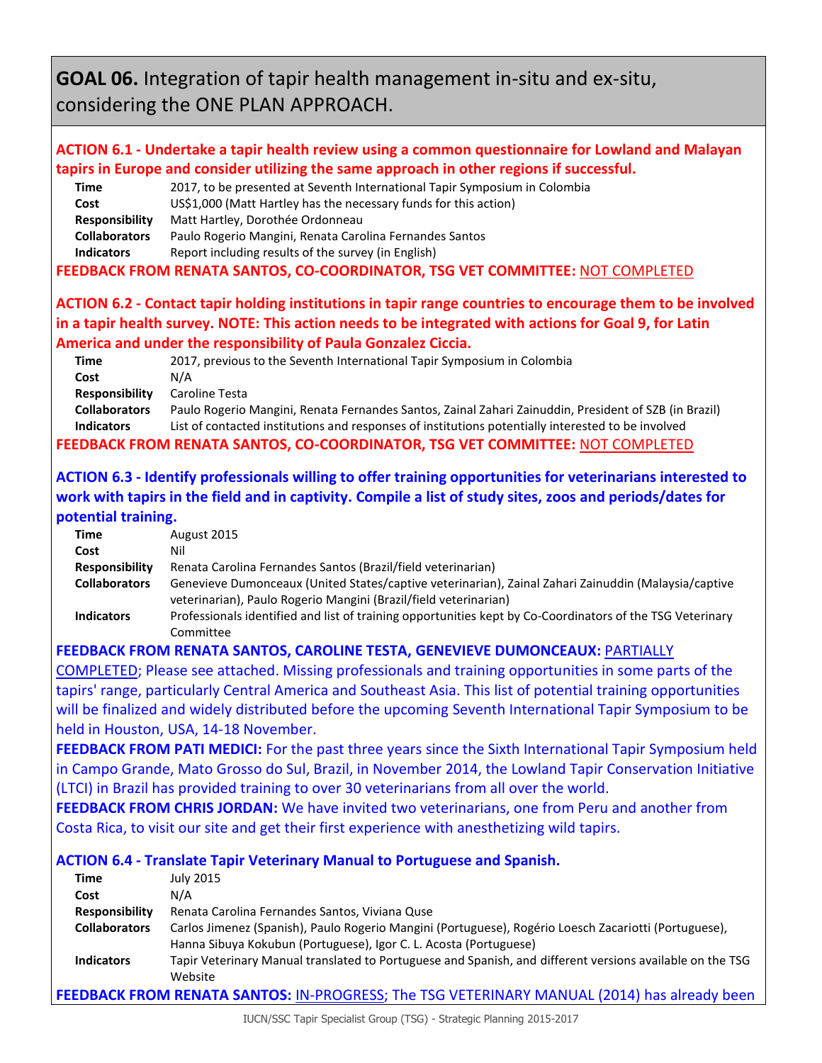# GOAL 06. Integration of tapir health management in-situ and ex-situ, considering the ONE PLAN APPROACH.

**ACTION 6.1 - Undertake a tapir health review using a common questionnaire for Lowland and Malayan tapirs in Europe and consider utilizing the same approach in other regions if successful.**

| | |
|---|---|
| **Time** | 2017, to be presented at Seventh International Tapir Symposium in Colombia |
| **Cost** | US$1,000 (Matt Hartley has the necessary funds for this action) |
| **Responsibility** | Matt Hartley, Dorothée Ordonneau |
| **Collaborators** | Paulo Rogerio Mangini, Renata Carolina Fernandes Santos |
| **Indicators** | Report including results of the survey (in English) |

**FEEDBACK FROM RENATA SANTOS, CO-COORDINATOR, TSG VET COMMITTEE:** NOT COMPLETED

**ACTION 6.2 - Contact tapir holding institutions in tapir range countries to encourage them to be involved in a tapir health survey. NOTE: This action needs to be integrated with actions for Goal 9, for Latin America and under the responsibility of Paula Gonzalez Ciccia.**

| | |
|---|---|
| **Time** | 2017, previous to the Seventh International Tapir Symposium in Colombia |
| **Cost** | N/A |
| **Responsibility** | Caroline Testa |
| **Collaborators** | Paulo Rogerio Mangini, Renata Fernandes Santos, Zainal Zahari Zainuddin, President of SZB (in Brazil) |
| **Indicators** | List of contacted institutions and responses of institutions potentially interested to be involved |

**FEEDBACK FROM RENATA SANTOS, CO-COORDINATOR, TSG VET COMMITTEE:** NOT COMPLETED

**ACTION 6.3 - Identify professionals willing to offer training opportunities for veterinarians interested to work with tapirs in the field and in captivity. Compile a list of study sites, zoos and periods/dates for potential training.**

| | |
|---|---|
| **Time** | August 2015 |
| **Cost** | Nil |
| **Responsibility** | Renata Carolina Fernandes Santos (Brazil/field veterinarian) |
| **Collaborators** | Genevieve Dumonceaux (United States/captive veterinarian), Zainal Zahari Zainuddin (Malaysia/captive veterinarian), Paulo Rogerio Mangini (Brazil/field veterinarian) |
| **Indicators** | Professionals identified and list of training opportunities kept by Co-Coordinators of the TSG Veterinary Committee |

**FEEDBACK FROM RENATA SANTOS, CAROLINE TESTA, GENEVIEVE DUMONCEAUX:** PARTIALLY COMPLETED; Please see attached. Missing professionals and training opportunities in some parts of the tapirs' range, particularly Central America and Southeast Asia. This list of potential training opportunities will be finalized and widely distributed before the upcoming Seventh International Tapir Symposium to be held in Houston, USA, 14-18 November.

**FEEDBACK FROM PATI MEDICI:** For the past three years since the Sixth International Tapir Symposium held in Campo Grande, Mato Grosso do Sul, Brazil, in November 2014, the Lowland Tapir Conservation Initiative (LTCI) in Brazil has provided training to over 30 veterinarians from all over the world.

**FEEDBACK FROM CHRIS JORDAN:** We have invited two veterinarians, one from Peru and another from Costa Rica, to visit our site and get their first experience with anesthetizing wild tapirs.

**ACTION 6.4 - Translate Tapir Veterinary Manual to Portuguese and Spanish.**

| | |
|---|---|
| **Time** | July 2015 |
| **Cost** | N/A |
| **Responsibility** | Renata Carolina Fernandes Santos, Viviana Quse |
| **Collaborators** | Carlos Jimenez (Spanish), Paulo Rogerio Mangini (Portuguese), Rogério Loesch Zacariotti (Portuguese), Hanna Sibuya Kokubun (Portuguese), Igor C. L. Acosta (Portuguese) |
| **Indicators** | Tapir Veterinary Manual translated to Portuguese and Spanish, and different versions available on the TSG Website |

**FEEDBACK FROM RENATA SANTOS:** IN-PROGRESS; The TSG VETERINARY MANUAL (2014) has already been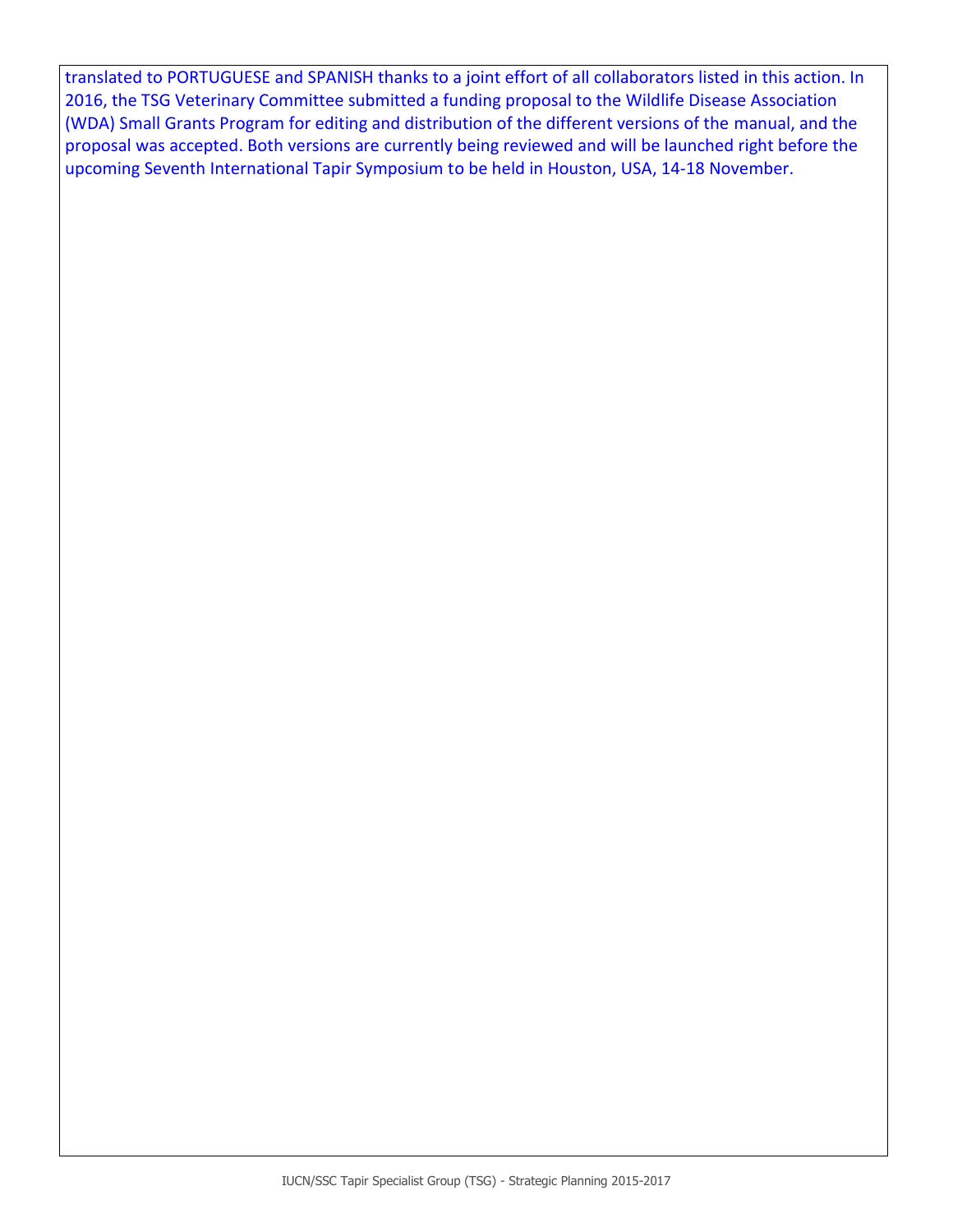translated to PORTUGUESE and SPANISH thanks to a joint effort of all collaborators listed in this action. In 2016, the TSG Veterinary Committee submitted a funding proposal to the Wildlife Disease Association (WDA) Small Grants Program for editing and distribution of the different versions of the manual, and the proposal was accepted. Both versions are currently being reviewed and will be launched right before the upcoming Seventh International Tapir Symposium to be held in Houston, USA, 14-18 November.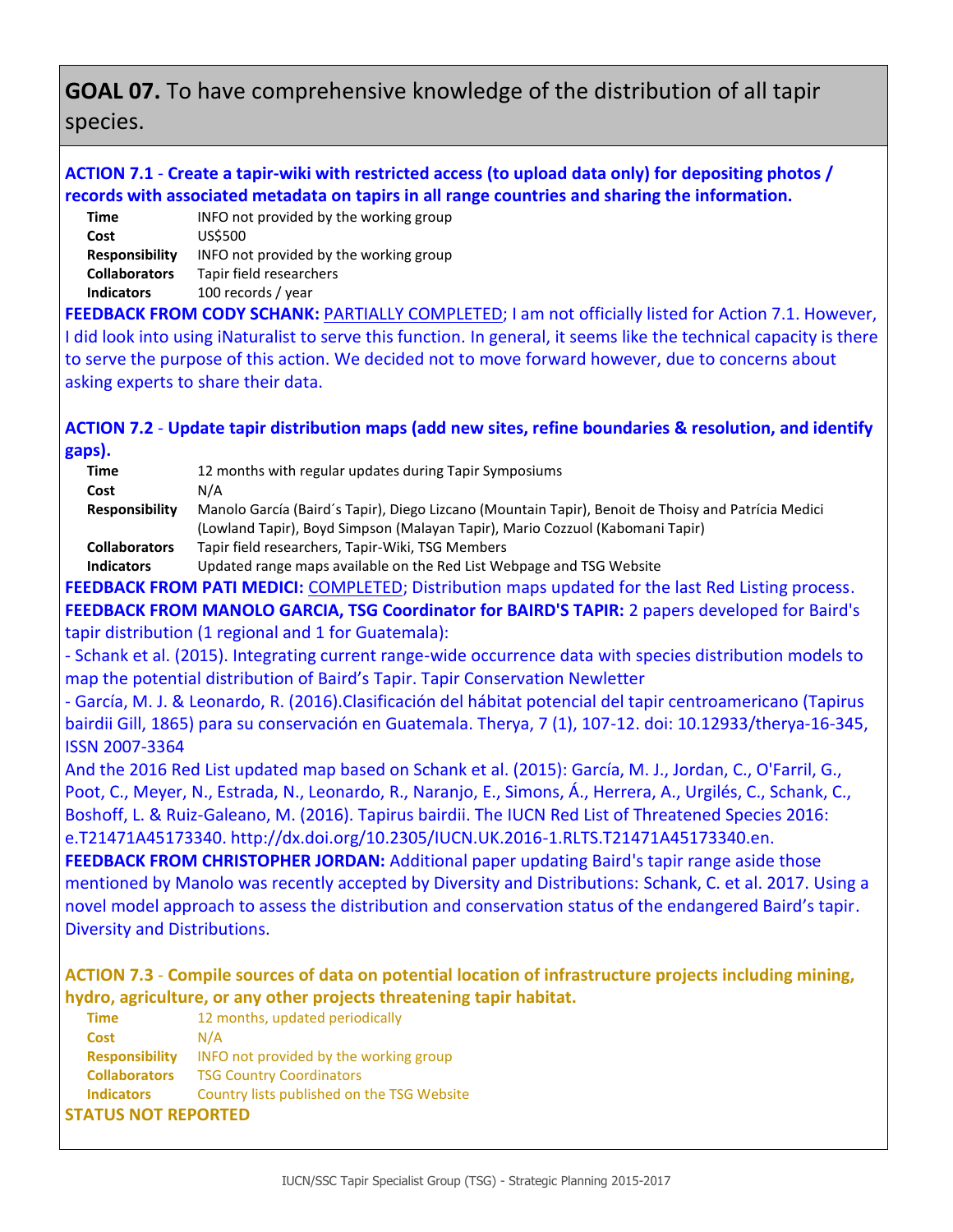## GOAL 07. To have comprehensive knowledge of the distribution of all tapir species.

### ACTION 7.1 - Create a tapir-wiki with restricted access (to upload data only) for depositing photos / records with associated metadata on tapirs in all range countries and sharing the information.

| | |
|---|---|
| **Time** | INFO not provided by the working group |
| **Cost** | US$500 |
| **Responsibility** | INFO not provided by the working group |
| **Collaborators** | Tapir field researchers |
| **Indicators** | 100 records / year |

**FEEDBACK FROM CODY SCHANK:** PARTIALLY COMPLETED; I am not officially listed for Action 7.1. However, I did look into using iNaturalist to serve this function. In general, it seems like the technical capacity is there to serve the purpose of this action. We decided not to move forward however, due to concerns about asking experts to share their data.

### ACTION 7.2 - Update tapir distribution maps (add new sites, refine boundaries & resolution, and identify gaps).

| | |
|---|---|
| **Time** | 12 months with regular updates during Tapir Symposiums |
| **Cost** | N/A |
| **Responsibility** | Manolo García (Baird´s Tapir), Diego Lizcano (Mountain Tapir), Benoit de Thoisy and Patrícia Medici (Lowland Tapir), Boyd Simpson (Malayan Tapir), Mario Cozzuol (Kabomani Tapir) |
| **Collaborators** | Tapir field researchers, Tapir-Wiki, TSG Members |
| **Indicators** | Updated range maps available on the Red List Webpage and TSG Website |

**FEEDBACK FROM PATI MEDICI:** COMPLETED; Distribution maps updated for the last Red Listing process.

**FEEDBACK FROM MANOLO GARCIA, TSG Coordinator for BAIRD'S TAPIR:** 2 papers developed for Baird's tapir distribution (1 regional and 1 for Guatemala):

- Schank et al. (2015). Integrating current range-wide occurrence data with species distribution models to map the potential distribution of Baird's Tapir. Tapir Conservation Newletter
- García, M. J. & Leonardo, R. (2016).Clasificación del hábitat potencial del tapir centroamericano (Tapirus bairdii Gill, 1865) para su conservación en Guatemala. Therya, 7 (1), 107-12. doi: 10.12933/therya-16-345, ISSN 2007-3364

And the 2016 Red List updated map based on Schank et al. (2015): García, M. J., Jordan, C., O'Farril, G., Poot, C., Meyer, N., Estrada, N., Leonardo, R., Naranjo, E., Simons, Á., Herrera, A., Urgilés, C., Schank, C., Boshoff, L. & Ruiz-Galeano, M. (2016). Tapirus bairdii. The IUCN Red List of Threatened Species 2016: e.T21471A45173340. http://dx.doi.org/10.2305/IUCN.UK.2016-1.RLTS.T21471A45173340.en.

**FEEDBACK FROM CHRISTOPHER JORDAN:** Additional paper updating Baird's tapir range aside those mentioned by Manolo was recently accepted by Diversity and Distributions: Schank, C. et al. 2017. Using a novel model approach to assess the distribution and conservation status of the endangered Baird's tapir. Diversity and Distributions.

### ACTION 7.3 - Compile sources of data on potential location of infrastructure projects including mining, hydro, agriculture, or any other projects threatening tapir habitat.

| | |
|---|---|
| **Time** | 12 months, updated periodically |
| **Cost** | N/A |
| **Responsibility** | INFO not provided by the working group |
| **Collaborators** | TSG Country Coordinators |
| **Indicators** | Country lists published on the TSG Website |

**STATUS NOT REPORTED**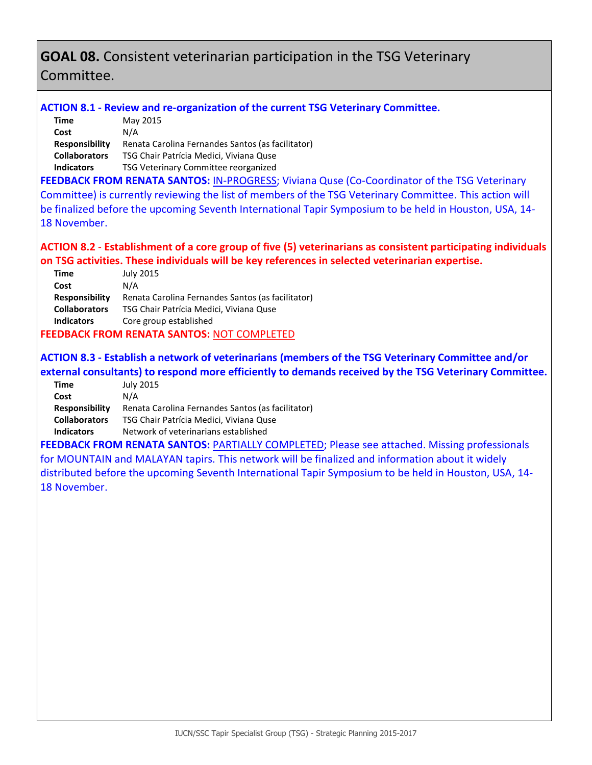## GOAL 08. Consistent veterinarian participation in the TSG Veterinary Committee.

**ACTION 8.1 - Review and re-organization of the current TSG Veterinary Committee.**

| | |
|---|---|
| **Time** | May 2015 |
| **Cost** | N/A |
| **Responsibility** | Renata Carolina Fernandes Santos (as facilitator) |
| **Collaborators** | TSG Chair Patrícia Medici, Viviana Quse |
| **Indicators** | TSG Veterinary Committee reorganized |

**FEEDBACK FROM RENATA SANTOS:** IN-PROGRESS; Viviana Quse (Co-Coordinator of the TSG Veterinary Committee) is currently reviewing the list of members of the TSG Veterinary Committee. This action will be finalized before the upcoming Seventh International Tapir Symposium to be held in Houston, USA, 14-18 November.

**ACTION 8.2 - Establishment of a core group of five (5) veterinarians as consistent participating individuals on TSG activities. These individuals will be key references in selected veterinarian expertise.**

| | |
|---|---|
| **Time** | July 2015 |
| **Cost** | N/A |
| **Responsibility** | Renata Carolina Fernandes Santos (as facilitator) |
| **Collaborators** | TSG Chair Patrícia Medici, Viviana Quse |
| **Indicators** | Core group established |

**FEEDBACK FROM RENATA SANTOS:** NOT COMPLETED

**ACTION 8.3 - Establish a network of veterinarians (members of the TSG Veterinary Committee and/or external consultants) to respond more efficiently to demands received by the TSG Veterinary Committee.**

| | |
|---|---|
| **Time** | July 2015 |
| **Cost** | N/A |
| **Responsibility** | Renata Carolina Fernandes Santos (as facilitator) |
| **Collaborators** | TSG Chair Patrícia Medici, Viviana Quse |
| **Indicators** | Network of veterinarians established |

**FEEDBACK FROM RENATA SANTOS:** PARTIALLY COMPLETED; Please see attached. Missing professionals for MOUNTAIN and MALAYAN tapirs. This network will be finalized and information about it widely distributed before the upcoming Seventh International Tapir Symposium to be held in Houston, USA, 14-18 November.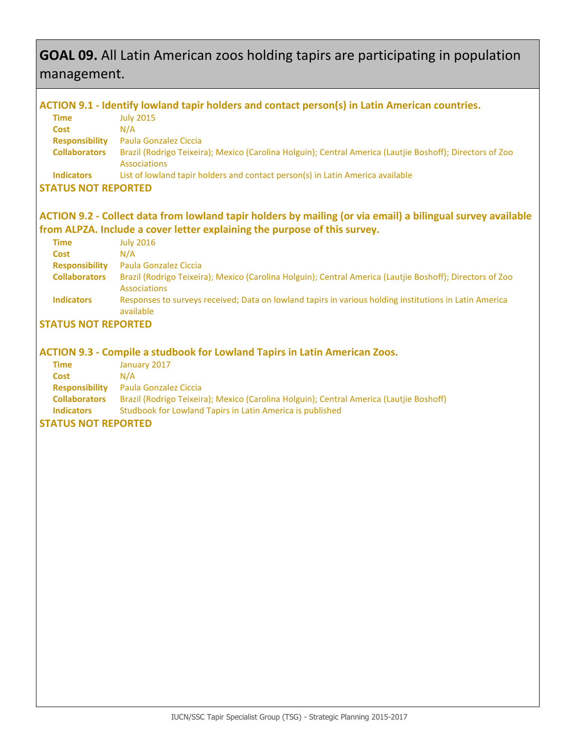## GOAL 09. All Latin American zoos holding tapirs are participating in population management.

### ACTION 9.1 - Identify lowland tapir holders and contact person(s) in Latin American countries.

**Time** July 2015

**Cost** N/A

**Responsibility** Paula Gonzalez Ciccia

**Collaborators** Brazil (Rodrigo Teixeira); Mexico (Carolina Holguin); Central America (Lautjie Boshoff); Directors of Zoo Associations

**Indicators** List of lowland tapir holders and contact person(s) in Latin America available

**STATUS NOT REPORTED**

### ACTION 9.2 - Collect data from lowland tapir holders by mailing (or via email) a bilingual survey available from ALPZA. Include a cover letter explaining the purpose of this survey.

**Time** July 2016

**Cost** N/A

**Responsibility** Paula Gonzalez Ciccia

**Collaborators** Brazil (Rodrigo Teixeira); Mexico (Carolina Holguin); Central America (Lautjie Boshoff); Directors of Zoo Associations

**Indicators** Responses to surveys received; Data on lowland tapirs in various holding institutions in Latin America available

**STATUS NOT REPORTED**

### ACTION 9.3 - Compile a studbook for Lowland Tapirs in Latin American Zoos.

**Time** January 2017

**Cost** N/A

**Responsibility** Paula Gonzalez Ciccia

**Collaborators** Brazil (Rodrigo Teixeira); Mexico (Carolina Holguin); Central America (Lautjie Boshoff)

**Indicators** Studbook for Lowland Tapirs in Latin America is published

**STATUS NOT REPORTED**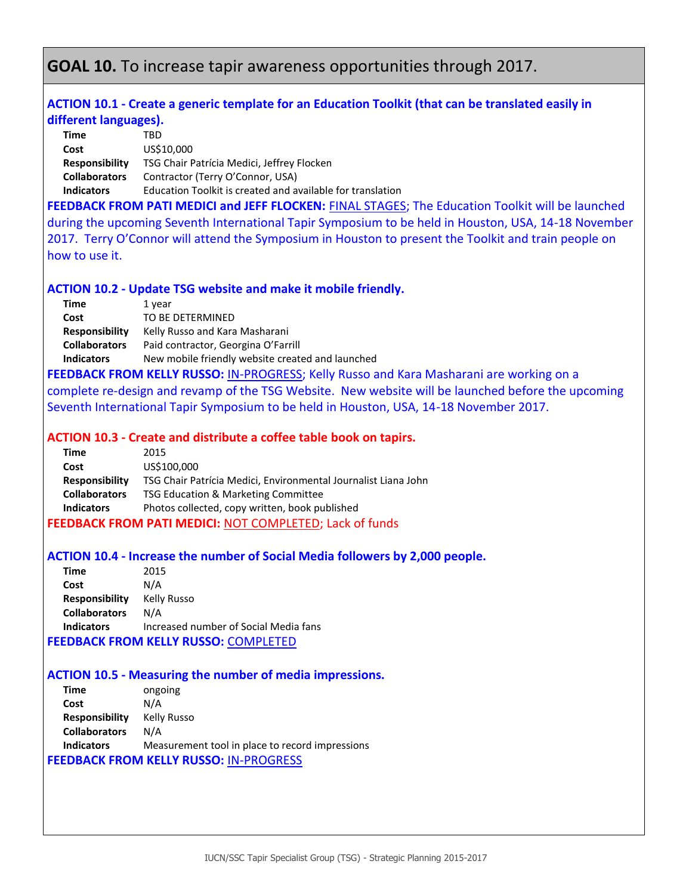## GOAL 10. To increase tapir awareness opportunities through 2017.

### ACTION 10.1 - Create a generic template for an Education Toolkit (that can be translated easily in different languages).

| | |
|---|---|
| **Time** | TBD |
| **Cost** | US$10,000 |
| **Responsibility** | TSG Chair Patrícia Medici, Jeffrey Flocken |
| **Collaborators** | Contractor (Terry O'Connor, USA) |
| **Indicators** | Education Toolkit is created and available for translation |

**FEEDBACK FROM PATI MEDICI and JEFF FLOCKEN:** FINAL STAGES; The Education Toolkit will be launched during the upcoming Seventh International Tapir Symposium to be held in Houston, USA, 14-18 November 2017. Terry O'Connor will attend the Symposium in Houston to present the Toolkit and train people on how to use it.

### ACTION 10.2 - Update TSG website and make it mobile friendly.

| | |
|---|---|
| **Time** | 1 year |
| **Cost** | TO BE DETERMINED |
| **Responsibility** | Kelly Russo and Kara Masharani |
| **Collaborators** | Paid contractor, Georgina O'Farrill |
| **Indicators** | New mobile friendly website created and launched |

**FEEDBACK FROM KELLY RUSSO:** IN-PROGRESS; Kelly Russo and Kara Masharani are working on a complete re-design and revamp of the TSG Website. New website will be launched before the upcoming Seventh International Tapir Symposium to be held in Houston, USA, 14-18 November 2017.

### ACTION 10.3 - Create and distribute a coffee table book on tapirs.

| | |
|---|---|
| **Time** | 2015 |
| **Cost** | US$100,000 |
| **Responsibility** | TSG Chair Patrícia Medici, Environmental Journalist Liana John |
| **Collaborators** | TSG Education & Marketing Committee |
| **Indicators** | Photos collected, copy written, book published |

**FEEDBACK FROM PATI MEDICI:** NOT COMPLETED; Lack of funds

### ACTION 10.4 - Increase the number of Social Media followers by 2,000 people.

| | |
|---|---|
| **Time** | 2015 |
| **Cost** | N/A |
| **Responsibility** | Kelly Russo |
| **Collaborators** | N/A |
| **Indicators** | Increased number of Social Media fans |

**FEEDBACK FROM KELLY RUSSO:** COMPLETED

### ACTION 10.5 - Measuring the number of media impressions.

| | |
|---|---|
| **Time** | ongoing |
| **Cost** | N/A |
| **Responsibility** | Kelly Russo |
| **Collaborators** | N/A |
| **Indicators** | Measurement tool in place to record impressions |

**FEEDBACK FROM KELLY RUSSO:** IN-PROGRESS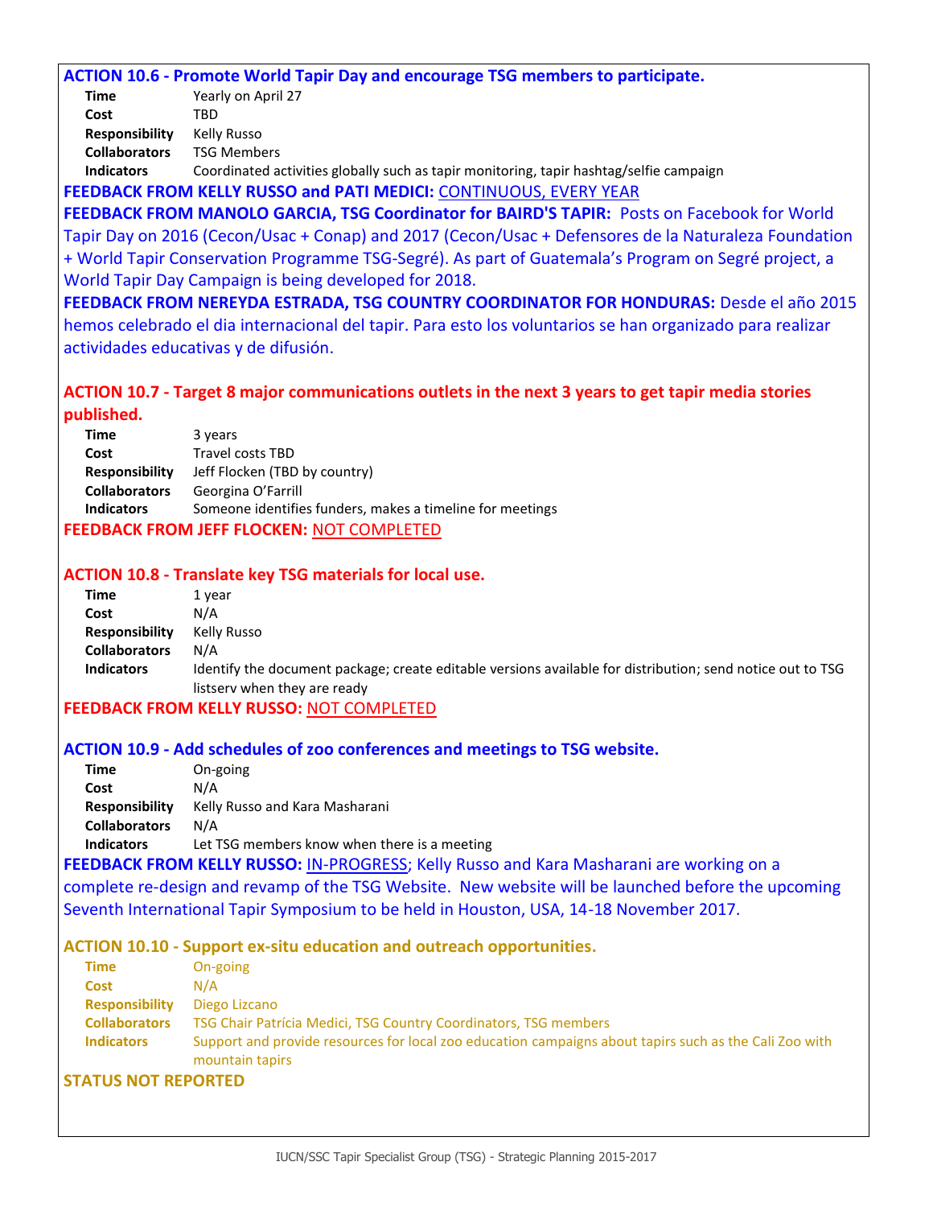### ACTION 10.6 - Promote World Tapir Day and encourage TSG members to participate.

| | |
|---|---|
| **Time** | Yearly on April 27 |
| **Cost** | TBD |
| **Responsibility** | Kelly Russo |
| **Collaborators** | TSG Members |
| **Indicators** | Coordinated activities globally such as tapir monitoring, tapir hashtag/selfie campaign |

**FEEDBACK FROM KELLY RUSSO and PATI MEDICI:** CONTINUOUS, EVERY YEAR

**FEEDBACK FROM MANOLO GARCIA, TSG Coordinator for BAIRD'S TAPIR:** Posts on Facebook for World Tapir Day on 2016 (Cecon/Usac + Conap) and 2017 (Cecon/Usac + Defensores de la Naturaleza Foundation + World Tapir Conservation Programme TSG-Segré). As part of Guatemala's Program on Segré project, a World Tapir Day Campaign is being developed for 2018.

**FEEDBACK FROM NEREYDA ESTRADA, TSG COUNTRY COORDINATOR FOR HONDURAS:** Desde el año 2015 hemos celebrado el dia internacional del tapir. Para esto los voluntarios se han organizado para realizar actividades educativas y de difusión.

### ACTION 10.7 - Target 8 major communications outlets in the next 3 years to get tapir media stories published.

| | |
|---|---|
| **Time** | 3 years |
| **Cost** | Travel costs TBD |
| **Responsibility** | Jeff Flocken (TBD by country) |
| **Collaborators** | Georgina O'Farrill |
| **Indicators** | Someone identifies funders, makes a timeline for meetings |

**FEEDBACK FROM JEFF FLOCKEN:** NOT COMPLETED

### ACTION 10.8 - Translate key TSG materials for local use.

| | |
|---|---|
| **Time** | 1 year |
| **Cost** | N/A |
| **Responsibility** | Kelly Russo |
| **Collaborators** | N/A |
| **Indicators** | Identify the document package; create editable versions available for distribution; send notice out to TSG listserv when they are ready |

**FEEDBACK FROM KELLY RUSSO:** NOT COMPLETED

### ACTION 10.9 - Add schedules of zoo conferences and meetings to TSG website.

| | |
|---|---|
| **Time** | On-going |
| **Cost** | N/A |
| **Responsibility** | Kelly Russo and Kara Masharani |
| **Collaborators** | N/A |
| **Indicators** | Let TSG members know when there is a meeting |

**FEEDBACK FROM KELLY RUSSO:** IN-PROGRESS; Kelly Russo and Kara Masharani are working on a complete re-design and revamp of the TSG Website. New website will be launched before the upcoming Seventh International Tapir Symposium to be held in Houston, USA, 14-18 November 2017.

### ACTION 10.10 - Support ex-situ education and outreach opportunities.

| | |
|---|---|
| **Time** | On-going |
| **Cost** | N/A |
| **Responsibility** | Diego Lizcano |
| **Collaborators** | TSG Chair Patrícia Medici, TSG Country Coordinators, TSG members |
| **Indicators** | Support and provide resources for local zoo education campaigns about tapirs such as the Cali Zoo with mountain tapirs |

**STATUS NOT REPORTED**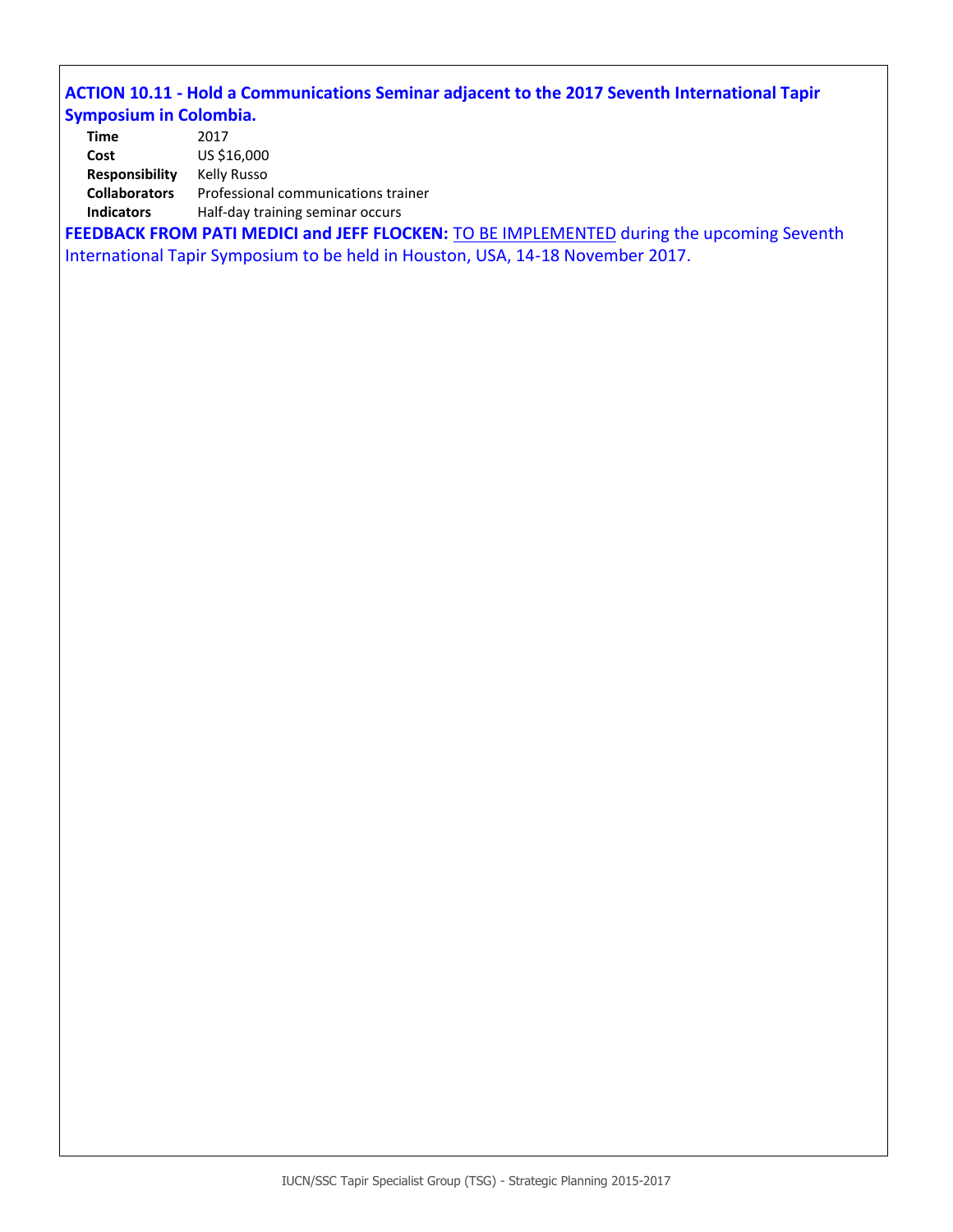### ACTION 10.11 - Hold a Communications Seminar adjacent to the 2017 Seventh International Tapir Symposium in Colombia.

| | |
|---|---|
| **Time** | 2017 |
| **Cost** | US $16,000 |
| **Responsibility** | Kelly Russo |
| **Collaborators** | Professional communications trainer |
| **Indicators** | Half-day training seminar occurs |

**FEEDBACK FROM PATI MEDICI and JEFF FLOCKEN:** TO BE IMPLEMENTED during the upcoming Seventh International Tapir Symposium to be held in Houston, USA, 14-18 November 2017.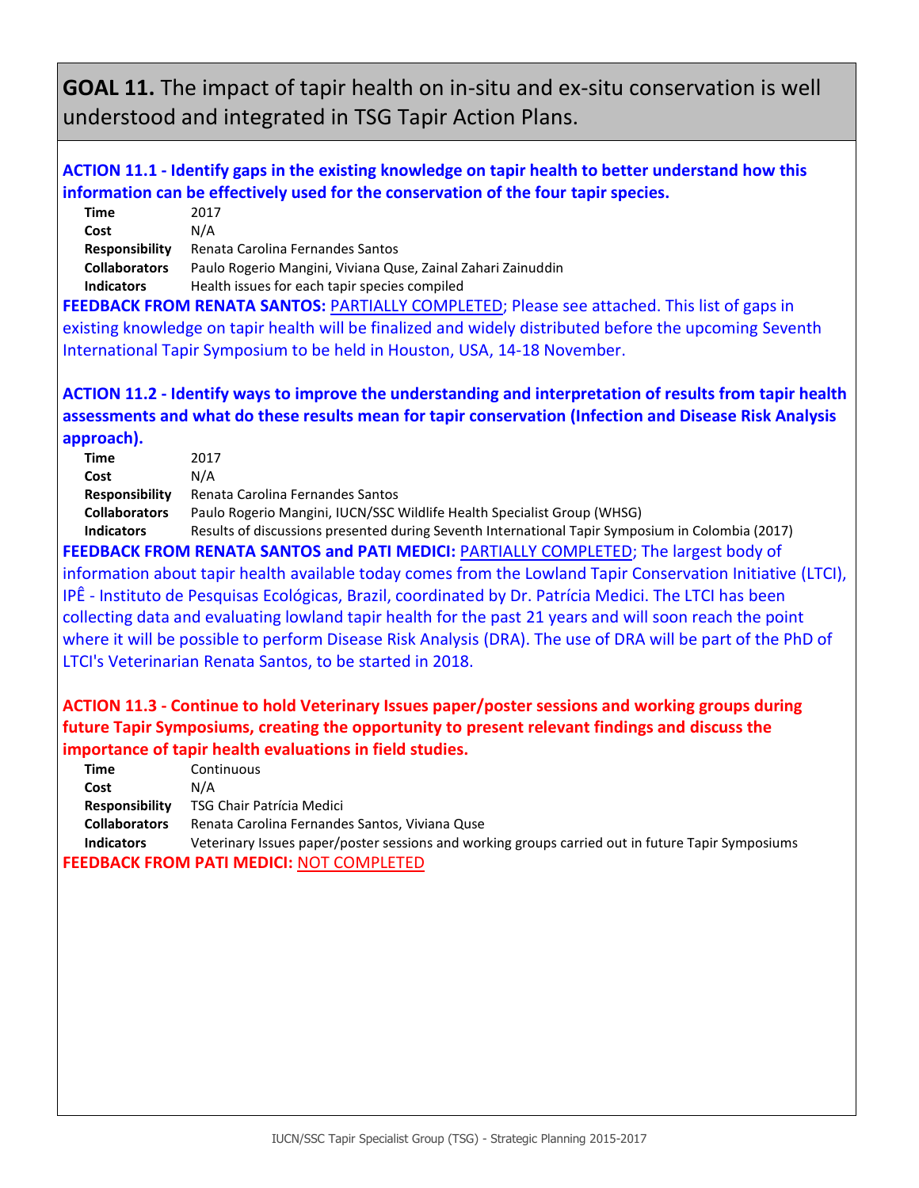# GOAL 11. The impact of tapir health on in-situ and ex-situ conservation is well understood and integrated in TSG Tapir Action Plans.

### ACTION 11.1 - Identify gaps in the existing knowledge on tapir health to better understand how this information can be effectively used for the conservation of the four tapir species.

**Time** 2017
**Cost** N/A
**Responsibility** Renata Carolina Fernandes Santos
**Collaborators** Paulo Rogerio Mangini, Viviana Quse, Zainal Zahari Zainuddin
**Indicators** Health issues for each tapir species compiled

**FEEDBACK FROM RENATA SANTOS:** PARTIALLY COMPLETED; Please see attached. This list of gaps in existing knowledge on tapir health will be finalized and widely distributed before the upcoming Seventh International Tapir Symposium to be held in Houston, USA, 14-18 November.

### ACTION 11.2 - Identify ways to improve the understanding and interpretation of results from tapir health assessments and what do these results mean for tapir conservation (Infection and Disease Risk Analysis approach).

**Time** 2017
**Cost** N/A
**Responsibility** Renata Carolina Fernandes Santos
**Collaborators** Paulo Rogerio Mangini, IUCN/SSC Wildlife Health Specialist Group (WHSG)
**Indicators** Results of discussions presented during Seventh International Tapir Symposium in Colombia (2017)

**FEEDBACK FROM RENATA SANTOS and PATI MEDICI:** PARTIALLY COMPLETED; The largest body of information about tapir health available today comes from the Lowland Tapir Conservation Initiative (LTCI), IPÊ - Instituto de Pesquisas Ecológicas, Brazil, coordinated by Dr. Patrícia Medici. The LTCI has been collecting data and evaluating lowland tapir health for the past 21 years and will soon reach the point where it will be possible to perform Disease Risk Analysis (DRA). The use of DRA will be part of the PhD of LTCI's Veterinarian Renata Santos, to be started in 2018.

### ACTION 11.3 - Continue to hold Veterinary Issues paper/poster sessions and working groups during future Tapir Symposiums, creating the opportunity to present relevant findings and discuss the importance of tapir health evaluations in field studies.

**Time** Continuous
**Cost** N/A
**Responsibility** TSG Chair Patrícia Medici
**Collaborators** Renata Carolina Fernandes Santos, Viviana Quse
**Indicators** Veterinary Issues paper/poster sessions and working groups carried out in future Tapir Symposiums

**FEEDBACK FROM PATI MEDICI:** NOT COMPLETED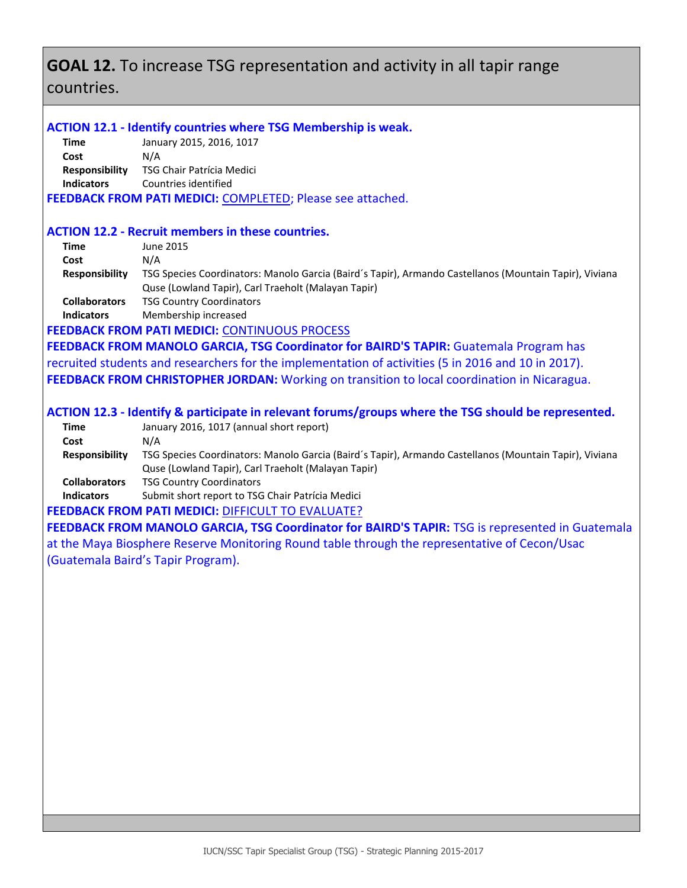# GOAL 12. To increase TSG representation and activity in all tapir range countries.

### ACTION 12.1 - Identify countries where TSG Membership is weak.

**Time** January 2015, 2016, 1017
**Cost** N/A
**Responsibility** TSG Chair Patrícia Medici
**Indicators** Countries identified

**FEEDBACK FROM PATI MEDICI:** COMPLETED; Please see attached.

### ACTION 12.2 - Recruit members in these countries.

**Time** June 2015
**Cost** N/A
**Responsibility** TSG Species Coordinators: Manolo Garcia (Baird´s Tapir), Armando Castellanos (Mountain Tapir), Viviana Quse (Lowland Tapir), Carl Traeholt (Malayan Tapir)
**Collaborators** TSG Country Coordinators
**Indicators** Membership increased

**FEEDBACK FROM PATI MEDICI:** CONTINUOUS PROCESS

**FEEDBACK FROM MANOLO GARCIA, TSG Coordinator for BAIRD'S TAPIR:** Guatemala Program has recruited students and researchers for the implementation of activities (5 in 2016 and 10 in 2017).

**FEEDBACK FROM CHRISTOPHER JORDAN:** Working on transition to local coordination in Nicaragua.

### ACTION 12.3 - Identify & participate in relevant forums/groups where the TSG should be represented.

**Time** January 2016, 1017 (annual short report)
**Cost** N/A
**Responsibility** TSG Species Coordinators: Manolo Garcia (Baird´s Tapir), Armando Castellanos (Mountain Tapir), Viviana Quse (Lowland Tapir), Carl Traeholt (Malayan Tapir)
**Collaborators** TSG Country Coordinators
**Indicators** Submit short report to TSG Chair Patrícia Medici

**FEEDBACK FROM PATI MEDICI:** DIFFICULT TO EVALUATE?

**FEEDBACK FROM MANOLO GARCIA, TSG Coordinator for BAIRD'S TAPIR:** TSG is represented in Guatemala at the Maya Biosphere Reserve Monitoring Round table through the representative of Cecon/Usac (Guatemala Baird's Tapir Program).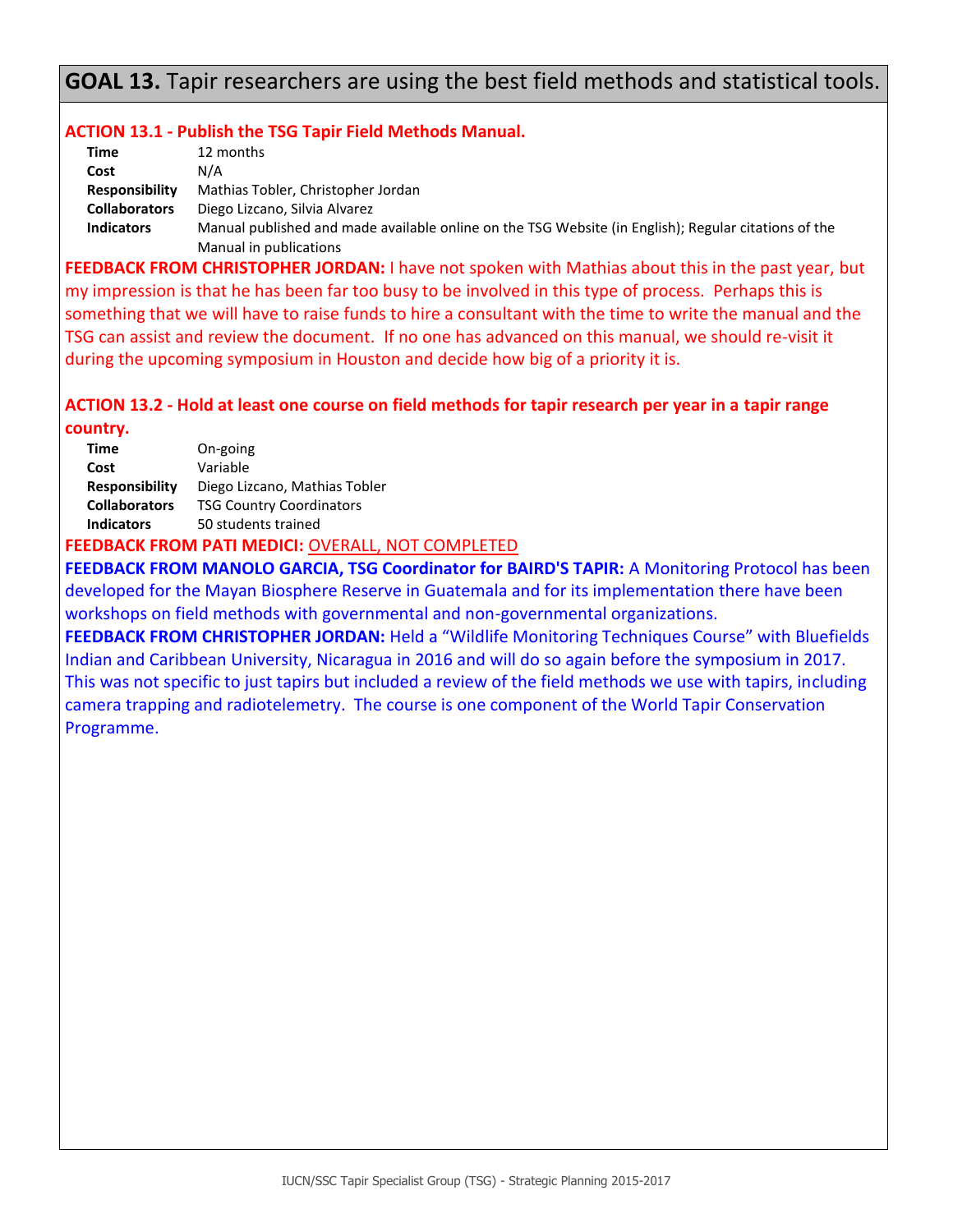## GOAL 13. Tapir researchers are using the best field methods and statistical tools.

**ACTION 13.1 - Publish the TSG Tapir Field Methods Manual.**

| | |
|---|---|
| **Time** | 12 months |
| **Cost** | N/A |
| **Responsibility** | Mathias Tobler, Christopher Jordan |
| **Collaborators** | Diego Lizcano, Silvia Alvarez |
| **Indicators** | Manual published and made available online on the TSG Website (in English); Regular citations of the Manual in publications |

**FEEDBACK FROM CHRISTOPHER JORDAN:** I have not spoken with Mathias about this in the past year, but my impression is that he has been far too busy to be involved in this type of process. Perhaps this is something that we will have to raise funds to hire a consultant with the time to write the manual and the TSG can assist and review the document. If no one has advanced on this manual, we should re-visit it during the upcoming symposium in Houston and decide how big of a priority it is.

**ACTION 13.2 - Hold at least one course on field methods for tapir research per year in a tapir range country.**

| | |
|---|---|
| **Time** | On-going |
| **Cost** | Variable |
| **Responsibility** | Diego Lizcano, Mathias Tobler |
| **Collaborators** | TSG Country Coordinators |
| **Indicators** | 50 students trained |

**FEEDBACK FROM PATI MEDICI:** OVERALL, NOT COMPLETED

**FEEDBACK FROM MANOLO GARCIA, TSG Coordinator for BAIRD'S TAPIR:** A Monitoring Protocol has been developed for the Mayan Biosphere Reserve in Guatemala and for its implementation there have been workshops on field methods with governmental and non-governmental organizations.

**FEEDBACK FROM CHRISTOPHER JORDAN:** Held a "Wildlife Monitoring Techniques Course" with Bluefields Indian and Caribbean University, Nicaragua in 2016 and will do so again before the symposium in 2017. This was not specific to just tapirs but included a review of the field methods we use with tapirs, including camera trapping and radiotelemetry. The course is one component of the World Tapir Conservation Programme.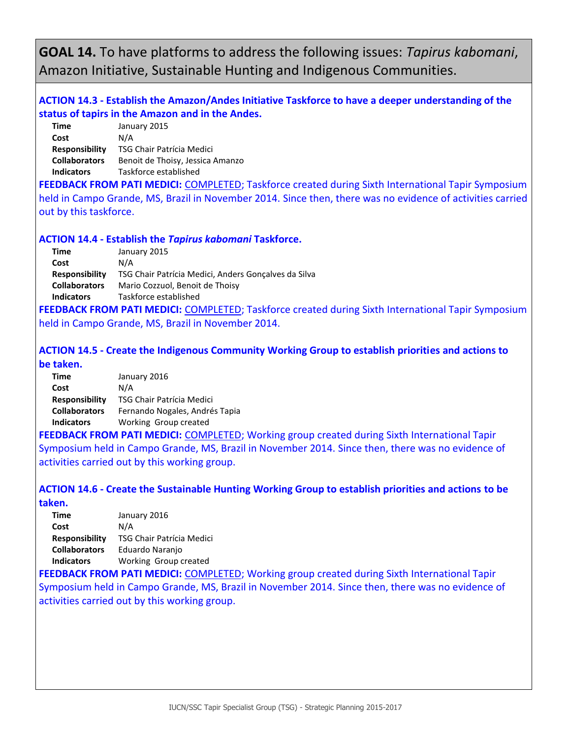## GOAL 14. To have platforms to address the following issues: *Tapirus kabomani*, Amazon Initiative, Sustainable Hunting and Indigenous Communities.

### ACTION 14.3 - Establish the Amazon/Andes Initiative Taskforce to have a deeper understanding of the status of tapirs in the Amazon and in the Andes.

| | |
|---|---|
| **Time** | January 2015 |
| **Cost** | N/A |
| **Responsibility** | TSG Chair Patrícia Medici |
| **Collaborators** | Benoit de Thoisy, Jessica Amanzo |
| **Indicators** | Taskforce established |

**FEEDBACK FROM PATI MEDICI:** COMPLETED; Taskforce created during Sixth International Tapir Symposium held in Campo Grande, MS, Brazil in November 2014. Since then, there was no evidence of activities carried out by this taskforce.

### ACTION 14.4 - Establish the *Tapirus kabomani* Taskforce.

| | |
|---|---|
| **Time** | January 2015 |
| **Cost** | N/A |
| **Responsibility** | TSG Chair Patrícia Medici, Anders Gonçalves da Silva |
| **Collaborators** | Mario Cozzuol, Benoit de Thoisy |
| **Indicators** | Taskforce established |

**FEEDBACK FROM PATI MEDICI:** COMPLETED; Taskforce created during Sixth International Tapir Symposium held in Campo Grande, MS, Brazil in November 2014.

### ACTION 14.5 - Create the Indigenous Community Working Group to establish priorities and actions to be taken.

| | |
|---|---|
| **Time** | January 2016 |
| **Cost** | N/A |
| **Responsibility** | TSG Chair Patrícia Medici |
| **Collaborators** | Fernando Nogales, Andrés Tapia |
| **Indicators** | Working Group created |

**FEEDBACK FROM PATI MEDICI:** COMPLETED; Working group created during Sixth International Tapir Symposium held in Campo Grande, MS, Brazil in November 2014. Since then, there was no evidence of activities carried out by this working group.

### ACTION 14.6 - Create the Sustainable Hunting Working Group to establish priorities and actions to be taken.

| | |
|---|---|
| **Time** | January 2016 |
| **Cost** | N/A |
| **Responsibility** | TSG Chair Patrícia Medici |
| **Collaborators** | Eduardo Naranjo |
| **Indicators** | Working Group created |

**FEEDBACK FROM PATI MEDICI:** COMPLETED; Working group created during Sixth International Tapir Symposium held in Campo Grande, MS, Brazil in November 2014. Since then, there was no evidence of activities carried out by this working group.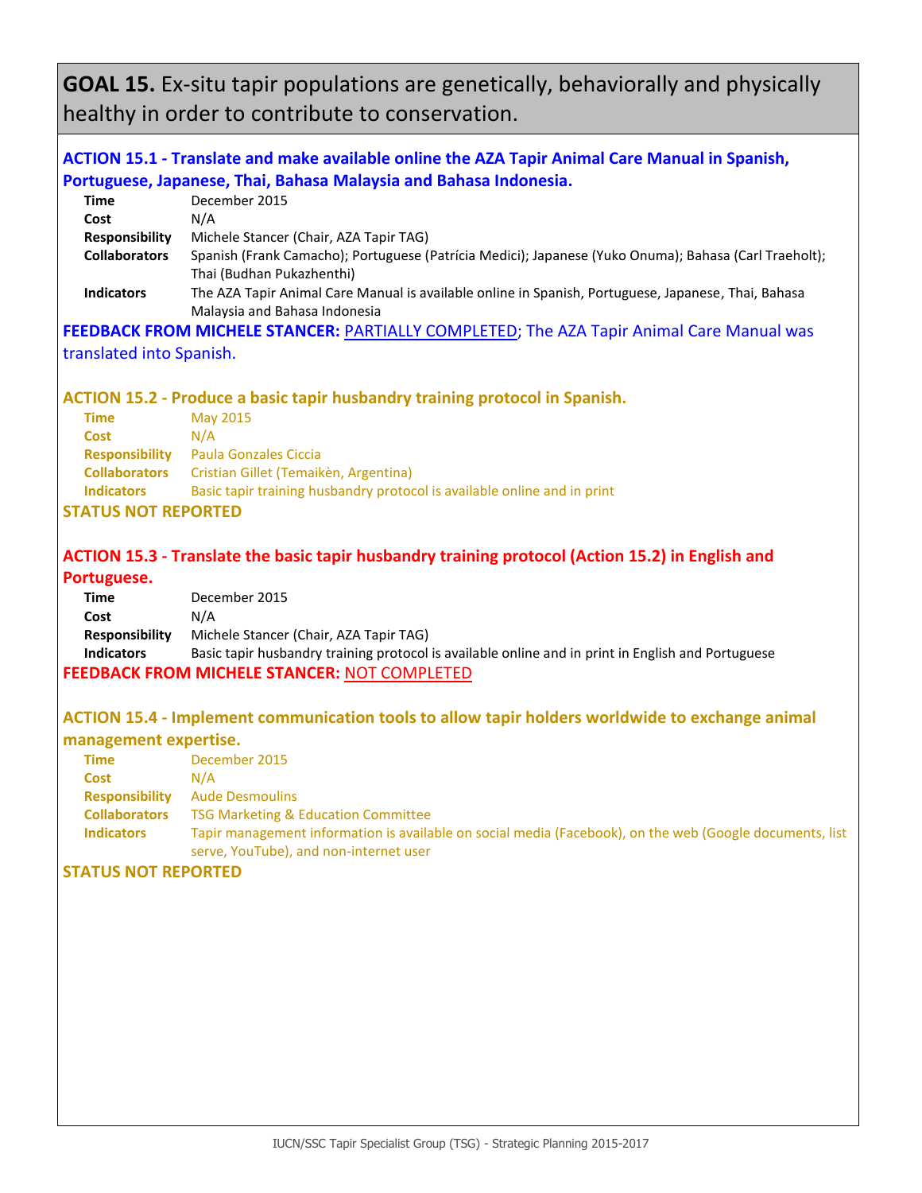# GOAL 15. Ex-situ tapir populations are genetically, behaviorally and physically healthy in order to contribute to conservation.

### ACTION 15.1 - Translate and make available online the AZA Tapir Animal Care Manual in Spanish, Portuguese, Japanese, Thai, Bahasa Malaysia and Bahasa Indonesia.

**Time** December 2015
**Cost** N/A
**Responsibility** Michele Stancer (Chair, AZA Tapir TAG)
**Collaborators** Spanish (Frank Camacho); Portuguese (Patrícia Medici); Japanese (Yuko Onuma); Bahasa (Carl Traeholt); Thai (Budhan Pukazhenthi)
**Indicators** The AZA Tapir Animal Care Manual is available online in Spanish, Portuguese, Japanese, Thai, Bahasa Malaysia and Bahasa Indonesia

**FEEDBACK FROM MICHELE STANCER:** PARTIALLY COMPLETED; The AZA Tapir Animal Care Manual was translated into Spanish.

### ACTION 15.2 - Produce a basic tapir husbandry training protocol in Spanish.

**Time** May 2015
**Cost** N/A
**Responsibility** Paula Gonzales Ciccia
**Collaborators** Cristian Gillet (Temaikèn, Argentina)
**Indicators** Basic tapir training husbandry protocol is available online and in print

**STATUS NOT REPORTED**

### ACTION 15.3 - Translate the basic tapir husbandry training protocol (Action 15.2) in English and Portuguese.

**Time** December 2015
**Cost** N/A
**Responsibility** Michele Stancer (Chair, AZA Tapir TAG)
**Indicators** Basic tapir husbandry training protocol is available online and in print in English and Portuguese

**FEEDBACK FROM MICHELE STANCER:** NOT COMPLETED

### ACTION 15.4 - Implement communication tools to allow tapir holders worldwide to exchange animal management expertise.

**Time** December 2015
**Cost** N/A
**Responsibility** Aude Desmoulins
**Collaborators** TSG Marketing & Education Committee
**Indicators** Tapir management information is available on social media (Facebook), on the web (Google documents, list serve, YouTube), and non-internet user

**STATUS NOT REPORTED**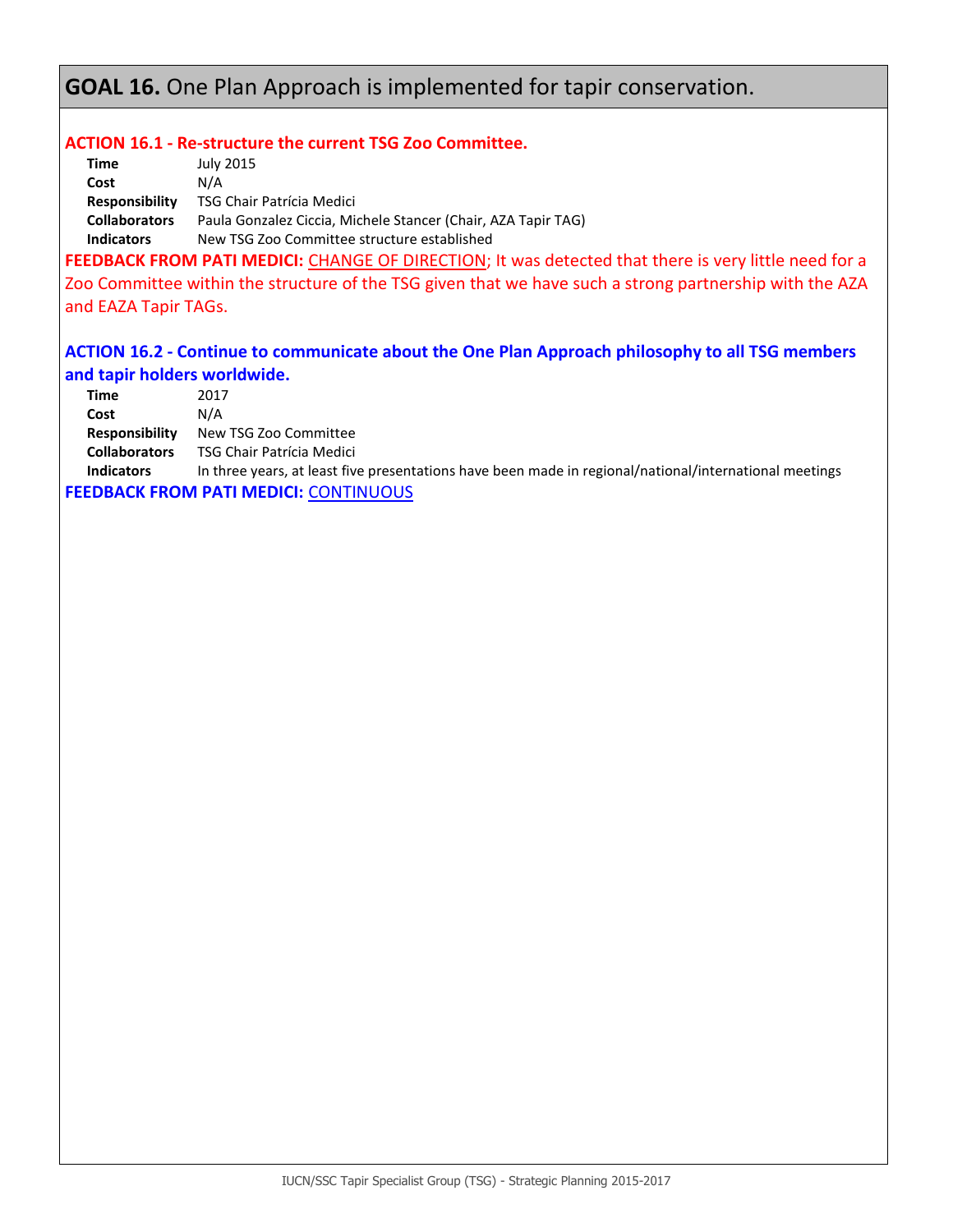# **GOAL 16.** One Plan Approach is implemented for tapir conservation.

### ACTION 16.1 - Re-structure the current TSG Zoo Committee.

| | |
|---|---|
| **Time** | July 2015 |
| **Cost** | N/A |
| **Responsibility** | TSG Chair Patrícia Medici |
| **Collaborators** | Paula Gonzalez Ciccia, Michele Stancer (Chair, AZA Tapir TAG) |
| **Indicators** | New TSG Zoo Committee structure established |

**FEEDBACK FROM PATI MEDICI:** CHANGE OF DIRECTION; It was detected that there is very little need for a Zoo Committee within the structure of the TSG given that we have such a strong partnership with the AZA and EAZA Tapir TAGs.

### ACTION 16.2 - Continue to communicate about the One Plan Approach philosophy to all TSG members and tapir holders worldwide.

| | |
|---|---|
| **Time** | 2017 |
| **Cost** | N/A |
| **Responsibility** | New TSG Zoo Committee |
| **Collaborators** | TSG Chair Patrícia Medici |
| **Indicators** | In three years, at least five presentations have been made in regional/national/international meetings |

**FEEDBACK FROM PATI MEDICI:** CONTINUOUS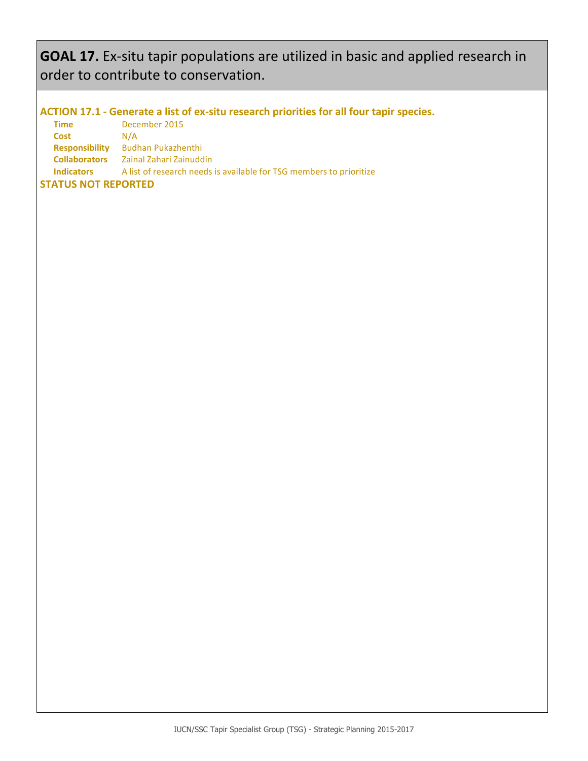# **GOAL 17.** Ex-situ tapir populations are utilized in basic and applied research in order to contribute to conservation.

### ACTION 17.1 - Generate a list of ex-situ research priorities for all four tapir species.

**Time** December 2015
**Cost** N/A
**Responsibility** Budhan Pukazhenthi
**Collaborators** Zainal Zahari Zainuddin
**Indicators** A list of research needs is available for TSG members to prioritize

**STATUS NOT REPORTED**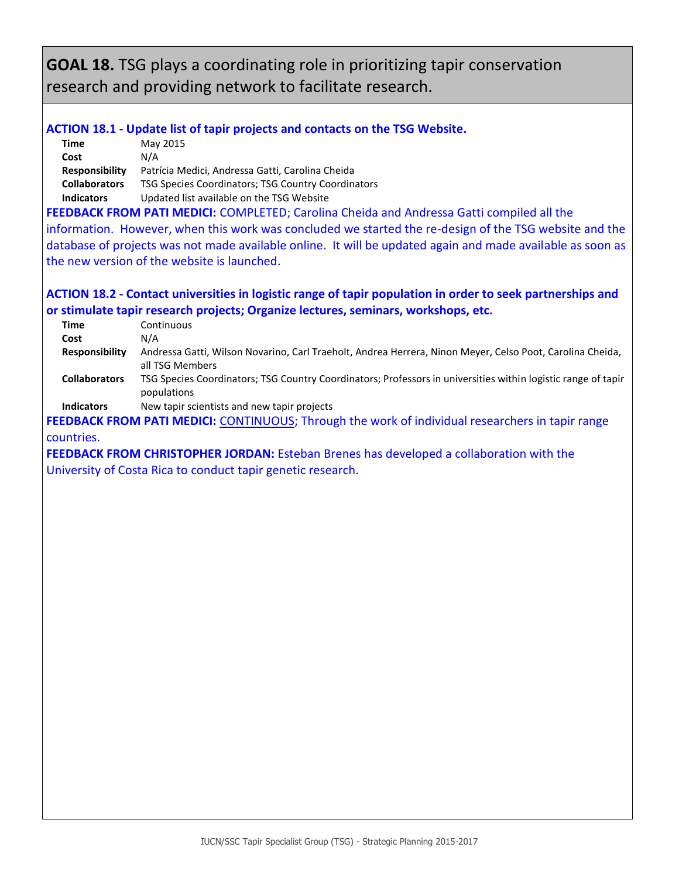## **GOAL 18.** TSG plays a coordinating role in prioritizing tapir conservation research and providing network to facilitate research.

### ACTION 18.1 - Update list of tapir projects and contacts on the TSG Website.

| | |
|---|---|
| **Time** | May 2015 |
| **Cost** | N/A |
| **Responsibility** | Patrícia Medici, Andressa Gatti, Carolina Cheida |
| **Collaborators** | TSG Species Coordinators; TSG Country Coordinators |
| **Indicators** | Updated list available on the TSG Website |

**FEEDBACK FROM PATI MEDICI:** COMPLETED; Carolina Cheida and Andressa Gatti compiled all the information. However, when this work was concluded we started the re-design of the TSG website and the database of projects was not made available online. It will be updated again and made available as soon as the new version of the website is launched.

### ACTION 18.2 - Contact universities in logistic range of tapir population in order to seek partnerships and or stimulate tapir research projects; Organize lectures, seminars, workshops, etc.

| | |
|---|---|
| **Time** | Continuous |
| **Cost** | N/A |
| **Responsibility** | Andressa Gatti, Wilson Novarino, Carl Traeholt, Andrea Herrera, Ninon Meyer, Celso Poot, Carolina Cheida, all TSG Members |
| **Collaborators** | TSG Species Coordinators; TSG Country Coordinators; Professors in universities within logistic range of tapir populations |
| **Indicators** | New tapir scientists and new tapir projects |

**FEEDBACK FROM PATI MEDICI:** CONTINUOUS; Through the work of individual researchers in tapir range countries.

**FEEDBACK FROM CHRISTOPHER JORDAN:** Esteban Brenes has developed a collaboration with the University of Costa Rica to conduct tapir genetic research.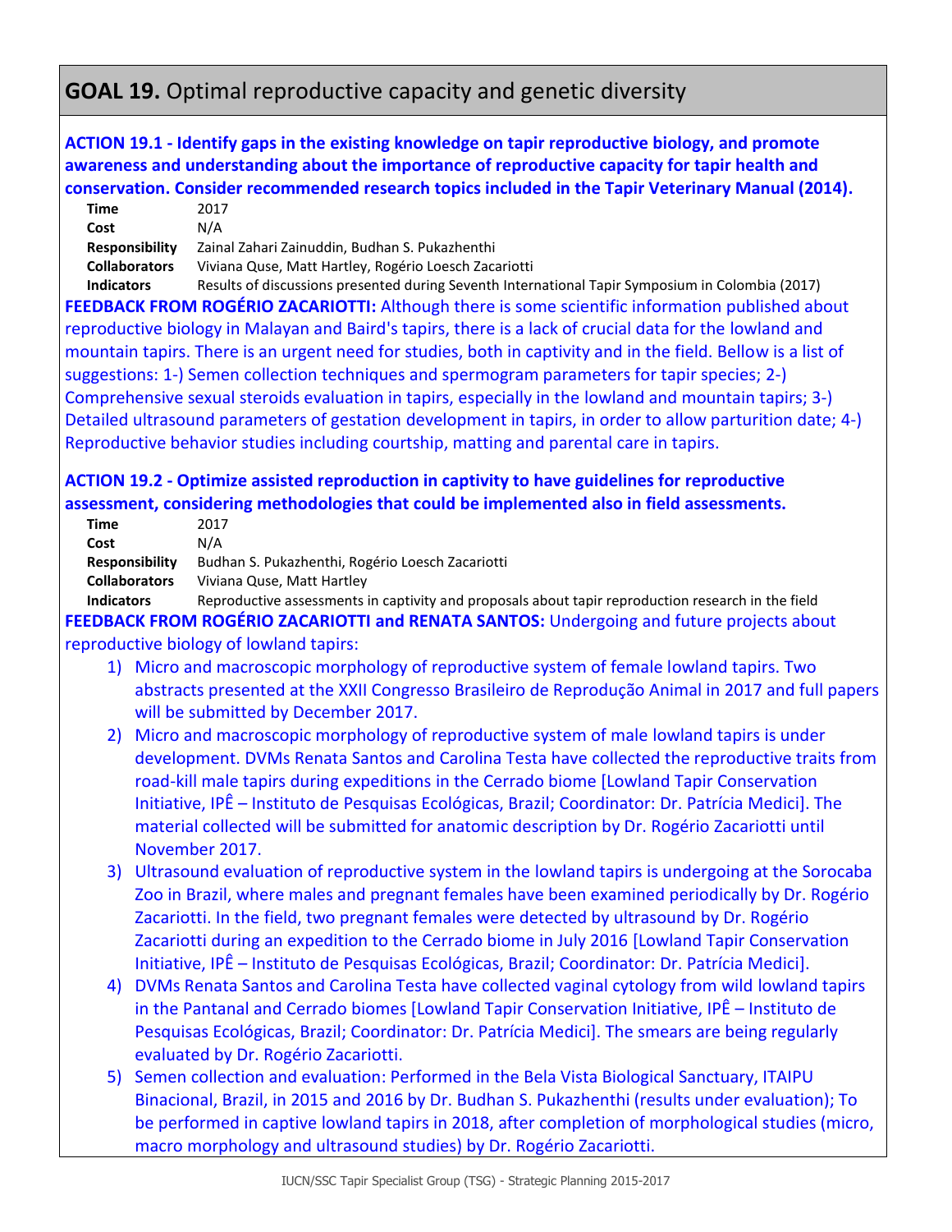## GOAL 19. Optimal reproductive capacity and genetic diversity

**ACTION 19.1 - Identify gaps in the existing knowledge on tapir reproductive biology, and promote awareness and understanding about the importance of reproductive capacity for tapir health and conservation. Consider recommended research topics included in the Tapir Veterinary Manual (2014).**

| | |
|---|---|
| **Time** | 2017 |
| **Cost** | N/A |
| **Responsibility** | Zainal Zahari Zainuddin, Budhan S. Pukazhenthi |
| **Collaborators** | Viviana Quse, Matt Hartley, Rogério Loesch Zacariotti |
| **Indicators** | Results of discussions presented during Seventh International Tapir Symposium in Colombia (2017) |

**FEEDBACK FROM ROGÉRIO ZACARIOTTI:** Although there is some scientific information published about reproductive biology in Malayan and Baird's tapirs, there is a lack of crucial data for the lowland and mountain tapirs. There is an urgent need for studies, both in captivity and in the field. Bellow is a list of suggestions: 1-) Semen collection techniques and spermogram parameters for tapir species; 2-) Comprehensive sexual steroids evaluation in tapirs, especially in the lowland and mountain tapirs; 3-) Detailed ultrasound parameters of gestation development in tapirs, in order to allow parturition date; 4-) Reproductive behavior studies including courtship, matting and parental care in tapirs.

**ACTION 19.2 - Optimize assisted reproduction in captivity to have guidelines for reproductive assessment, considering methodologies that could be implemented also in field assessments.**

| | |
|---|---|
| **Time** | 2017 |
| **Cost** | N/A |
| **Responsibility** | Budhan S. Pukazhenthi, Rogério Loesch Zacariotti |
| **Collaborators** | Viviana Quse, Matt Hartley |
| **Indicators** | Reproductive assessments in captivity and proposals about tapir reproduction research in the field |

**FEEDBACK FROM ROGÉRIO ZACARIOTTI and RENATA SANTOS:** Undergoing and future projects about reproductive biology of lowland tapirs:

1) Micro and macroscopic morphology of reproductive system of female lowland tapirs. Two abstracts presented at the XXII Congresso Brasileiro de Reprodução Animal in 2017 and full papers will be submitted by December 2017.
2) Micro and macroscopic morphology of reproductive system of male lowland tapirs is under development. DVMs Renata Santos and Carolina Testa have collected the reproductive traits from road-kill male tapirs during expeditions in the Cerrado biome [Lowland Tapir Conservation Initiative, IPÊ – Instituto de Pesquisas Ecológicas, Brazil; Coordinator: Dr. Patrícia Medici]. The material collected will be submitted for anatomic description by Dr. Rogério Zacariotti until November 2017.
3) Ultrasound evaluation of reproductive system in the lowland tapirs is undergoing at the Sorocaba Zoo in Brazil, where males and pregnant females have been examined periodically by Dr. Rogério Zacariotti. In the field, two pregnant females were detected by ultrasound by Dr. Rogério Zacariotti during an expedition to the Cerrado biome in July 2016 [Lowland Tapir Conservation Initiative, IPÊ – Instituto de Pesquisas Ecológicas, Brazil; Coordinator: Dr. Patrícia Medici].
4) DVMs Renata Santos and Carolina Testa have collected vaginal cytology from wild lowland tapirs in the Pantanal and Cerrado biomes [Lowland Tapir Conservation Initiative, IPÊ – Instituto de Pesquisas Ecológicas, Brazil; Coordinator: Dr. Patrícia Medici]. The smears are being regularly evaluated by Dr. Rogério Zacariotti.
5) Semen collection and evaluation: Performed in the Bela Vista Biological Sanctuary, ITAIPU Binacional, Brazil, in 2015 and 2016 by Dr. Budhan S. Pukazhenthi (results under evaluation); To be performed in captive lowland tapirs in 2018, after completion of morphological studies (micro, macro morphology and ultrasound studies) by Dr. Rogério Zacariotti.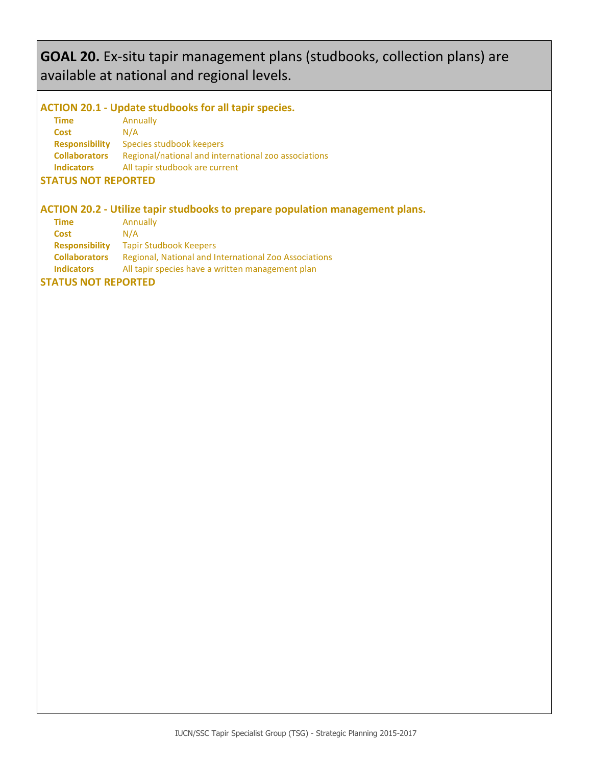## **GOAL 20.** Ex-situ tapir management plans (studbooks, collection plans) are available at national and regional levels.

### ACTION 20.1 - Update studbooks for all tapir species.

**Time** Annually
**Cost** N/A
**Responsibility** Species studbook keepers
**Collaborators** Regional/national and international zoo associations
**Indicators** All tapir studbook are current

**STATUS NOT REPORTED**

### ACTION 20.2 - Utilize tapir studbooks to prepare population management plans.

**Time** Annually
**Cost** N/A
**Responsibility** Tapir Studbook Keepers
**Collaborators** Regional, National and International Zoo Associations
**Indicators** All tapir species have a written management plan

**STATUS NOT REPORTED**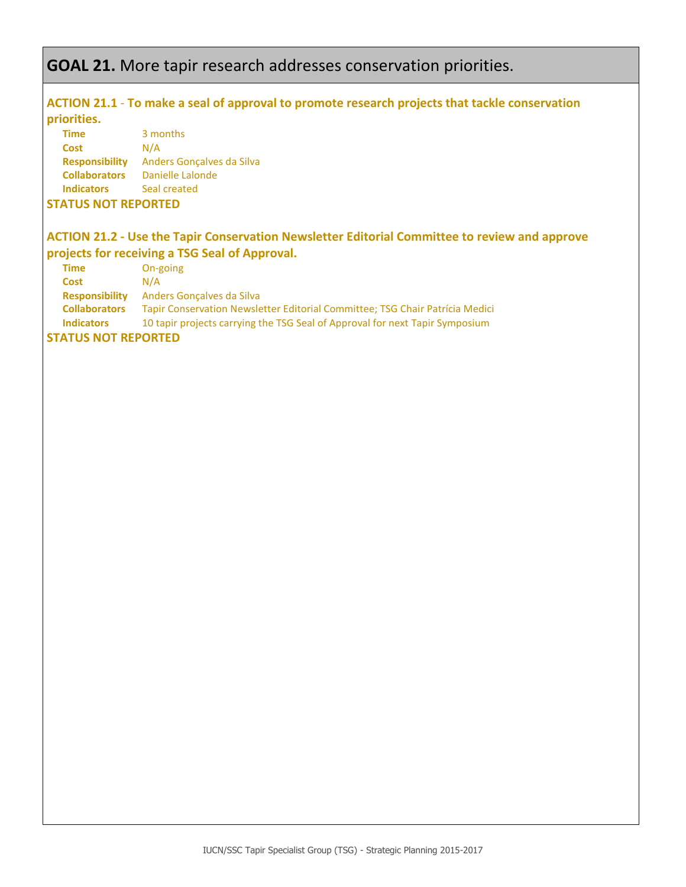## GOAL 21. More tapir research addresses conservation priorities.

**ACTION 21.1 - To make a seal of approval to promote research projects that tackle conservation priorities.**

**Time** 3 months
**Cost** N/A
**Responsibility** Anders Gonçalves da Silva
**Collaborators** Danielle Lalonde
**Indicators** Seal created

**STATUS NOT REPORTED**

**ACTION 21.2 - Use the Tapir Conservation Newsletter Editorial Committee to review and approve projects for receiving a TSG Seal of Approval.**

**Time** On-going
**Cost** N/A
**Responsibility** Anders Gonçalves da Silva
**Collaborators** Tapir Conservation Newsletter Editorial Committee; TSG Chair Patrícia Medici
**Indicators** 10 tapir projects carrying the TSG Seal of Approval for next Tapir Symposium

**STATUS NOT REPORTED**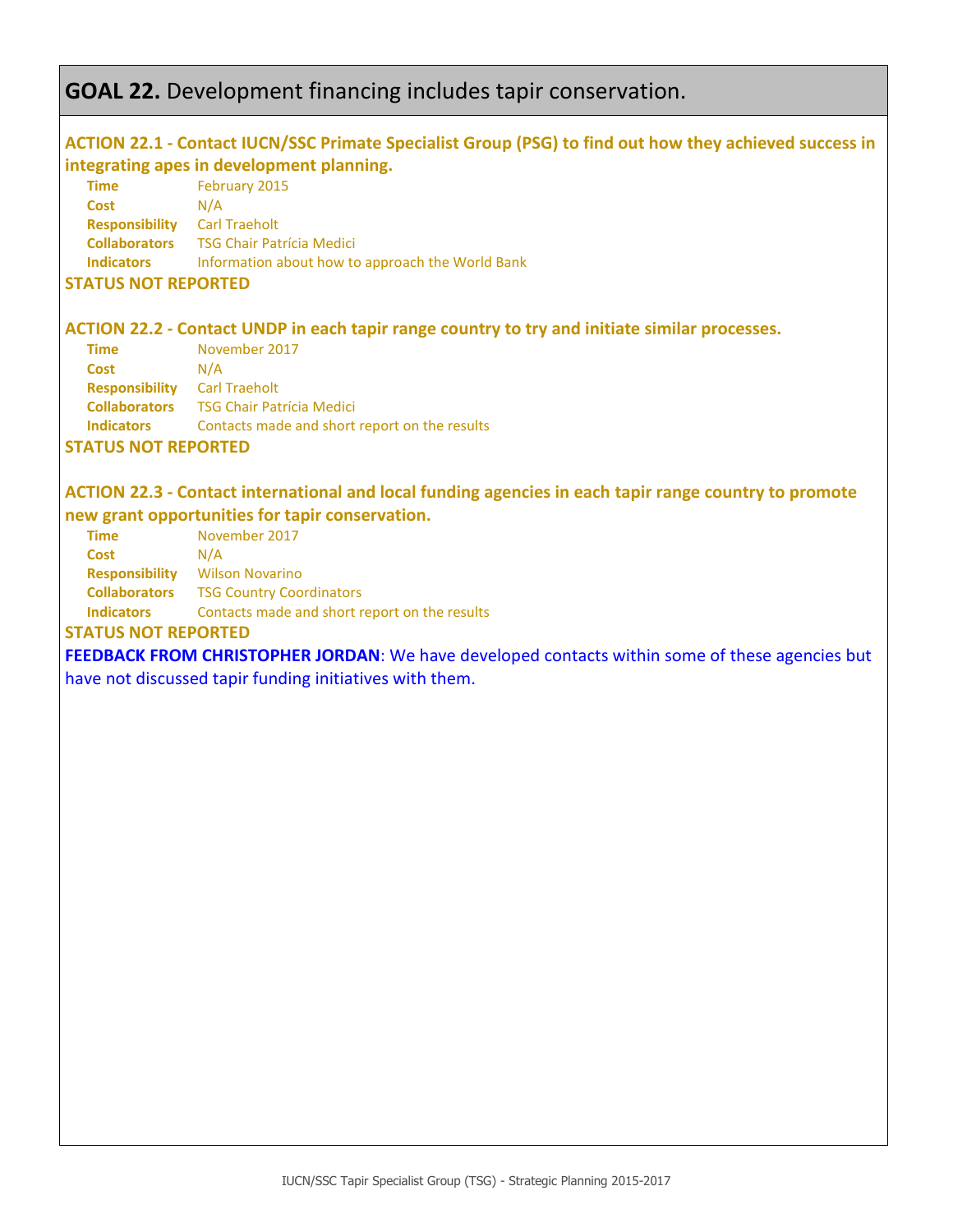## **GOAL 22.** Development financing includes tapir conservation.

**ACTION 22.1 - Contact IUCN/SSC Primate Specialist Group (PSG) to find out how they achieved success in integrating apes in development planning.**

**Time** February 2015
**Cost** N/A
**Responsibility** Carl Traeholt
**Collaborators** TSG Chair Patrícia Medici
**Indicators** Information about how to approach the World Bank

**STATUS NOT REPORTED**

**ACTION 22.2 - Contact UNDP in each tapir range country to try and initiate similar processes.**

**Time** November 2017
**Cost** N/A
**Responsibility** Carl Traeholt
**Collaborators** TSG Chair Patrícia Medici
**Indicators** Contacts made and short report on the results

**STATUS NOT REPORTED**

**ACTION 22.3 - Contact international and local funding agencies in each tapir range country to promote new grant opportunities for tapir conservation.**

**Time** November 2017
**Cost** N/A
**Responsibility** Wilson Novarino
**Collaborators** TSG Country Coordinators
**Indicators** Contacts made and short report on the results

**STATUS NOT REPORTED**

**FEEDBACK FROM CHRISTOPHER JORDAN**: We have developed contacts within some of these agencies but have not discussed tapir funding initiatives with them.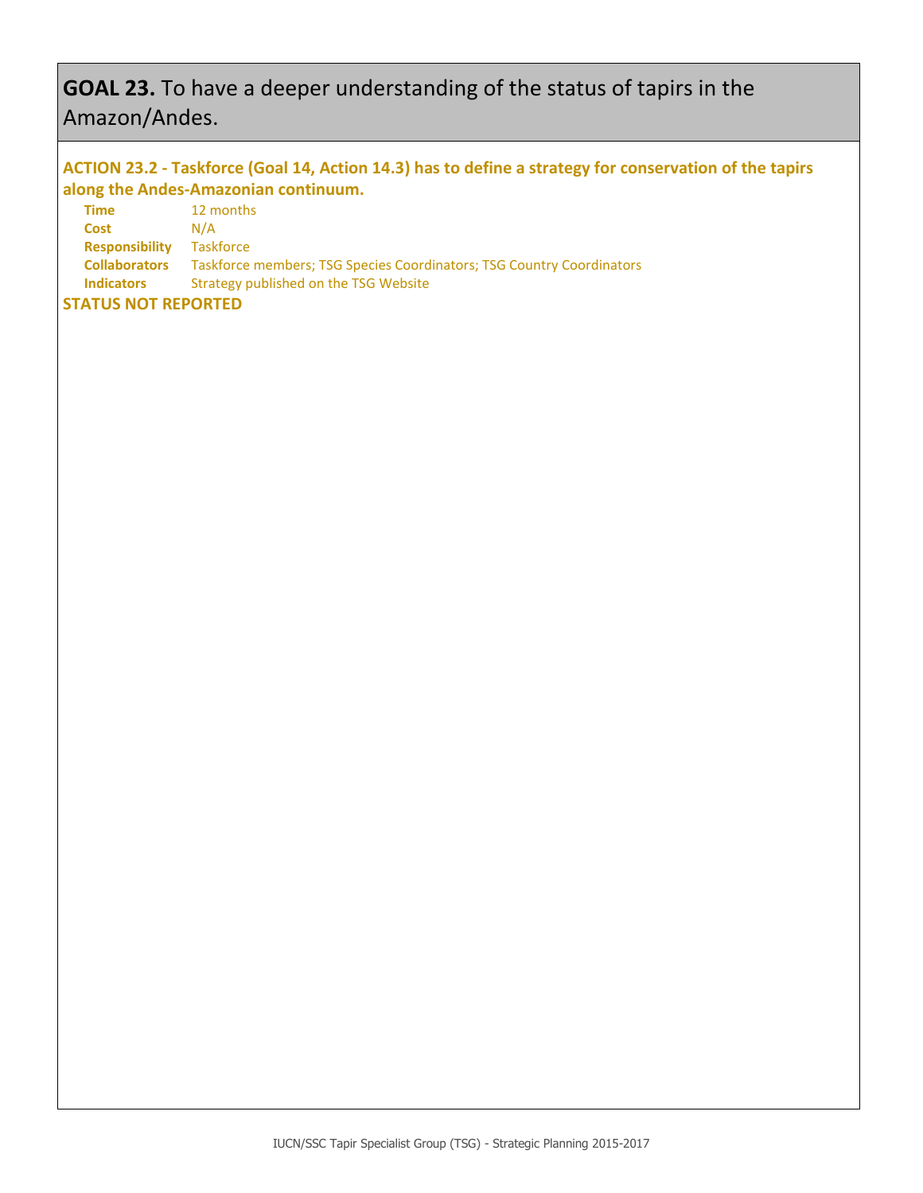## **GOAL 23.** To have a deeper understanding of the status of tapirs in the Amazon/Andes.

**ACTION 23.2 - Taskforce (Goal 14, Action 14.3) has to define a strategy for conservation of the tapirs along the Andes-Amazonian continuum.**

| | |
|---|---|
| **Time** | 12 months |
| **Cost** | N/A |
| **Responsibility** | Taskforce |
| **Collaborators** | Taskforce members; TSG Species Coordinators; TSG Country Coordinators |
| **Indicators** | Strategy published on the TSG Website |

**STATUS NOT REPORTED**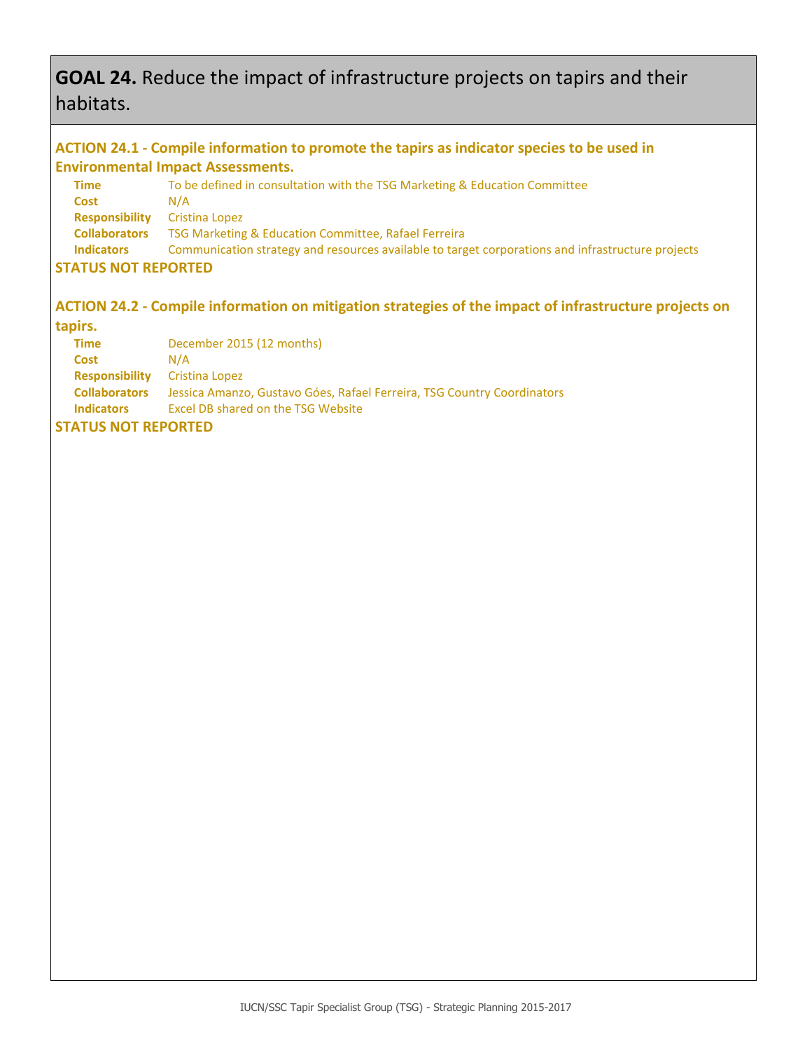## **GOAL 24.** Reduce the impact of infrastructure projects on tapirs and their habitats.

### ACTION 24.1 - Compile information to promote the tapirs as indicator species to be used in Environmental Impact Assessments.

**Time** To be defined in consultation with the TSG Marketing & Education Committee
**Cost** N/A
**Responsibility** Cristina Lopez
**Collaborators** TSG Marketing & Education Committee, Rafael Ferreira
**Indicators** Communication strategy and resources available to target corporations and infrastructure projects

**STATUS NOT REPORTED**

### ACTION 24.2 - Compile information on mitigation strategies of the impact of infrastructure projects on tapirs.

**Time** December 2015 (12 months)
**Cost** N/A
**Responsibility** Cristina Lopez
**Collaborators** Jessica Amanzo, Gustavo Góes, Rafael Ferreira, TSG Country Coordinators
**Indicators** Excel DB shared on the TSG Website

**STATUS NOT REPORTED**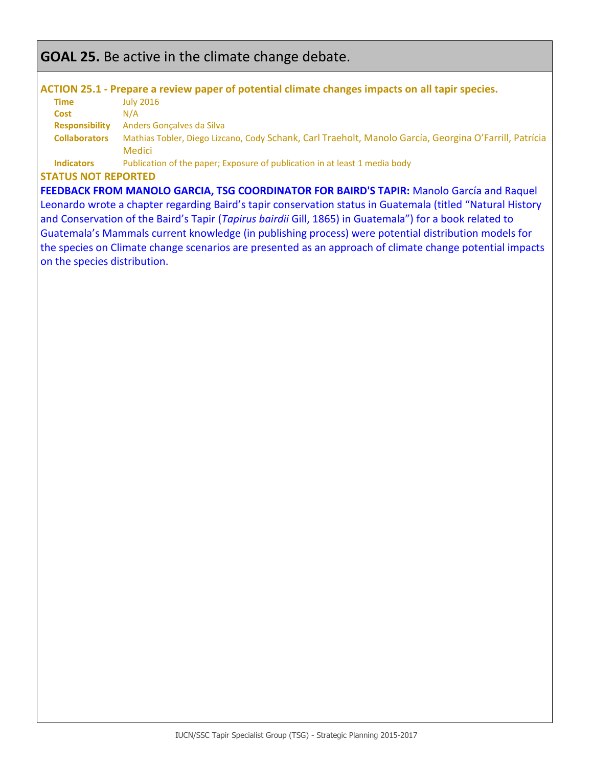## **GOAL 25.** Be active in the climate change debate.

**ACTION 25.1 - Prepare a review paper of potential climate changes impacts on all tapir species.**

**Time** July 2016

**Cost** N/A

**Responsibility** Anders Gonçalves da Silva

**Collaborators** Mathias Tobler, Diego Lizcano, Cody Schank, Carl Traeholt, Manolo García, Georgina O'Farrill, Patrícia Medici

**Indicators** Publication of the paper; Exposure of publication in at least 1 media body

**STATUS NOT REPORTED**

**FEEDBACK FROM MANOLO GARCIA, TSG COORDINATOR FOR BAIRD'S TAPIR:** Manolo García and Raquel Leonardo wrote a chapter regarding Baird's tapir conservation status in Guatemala (titled "Natural History and Conservation of the Baird's Tapir (*Tapirus bairdii* Gill, 1865) in Guatemala") for a book related to Guatemala's Mammals current knowledge (in publishing process) were potential distribution models for the species on Climate change scenarios are presented as an approach of climate change potential impacts on the species distribution.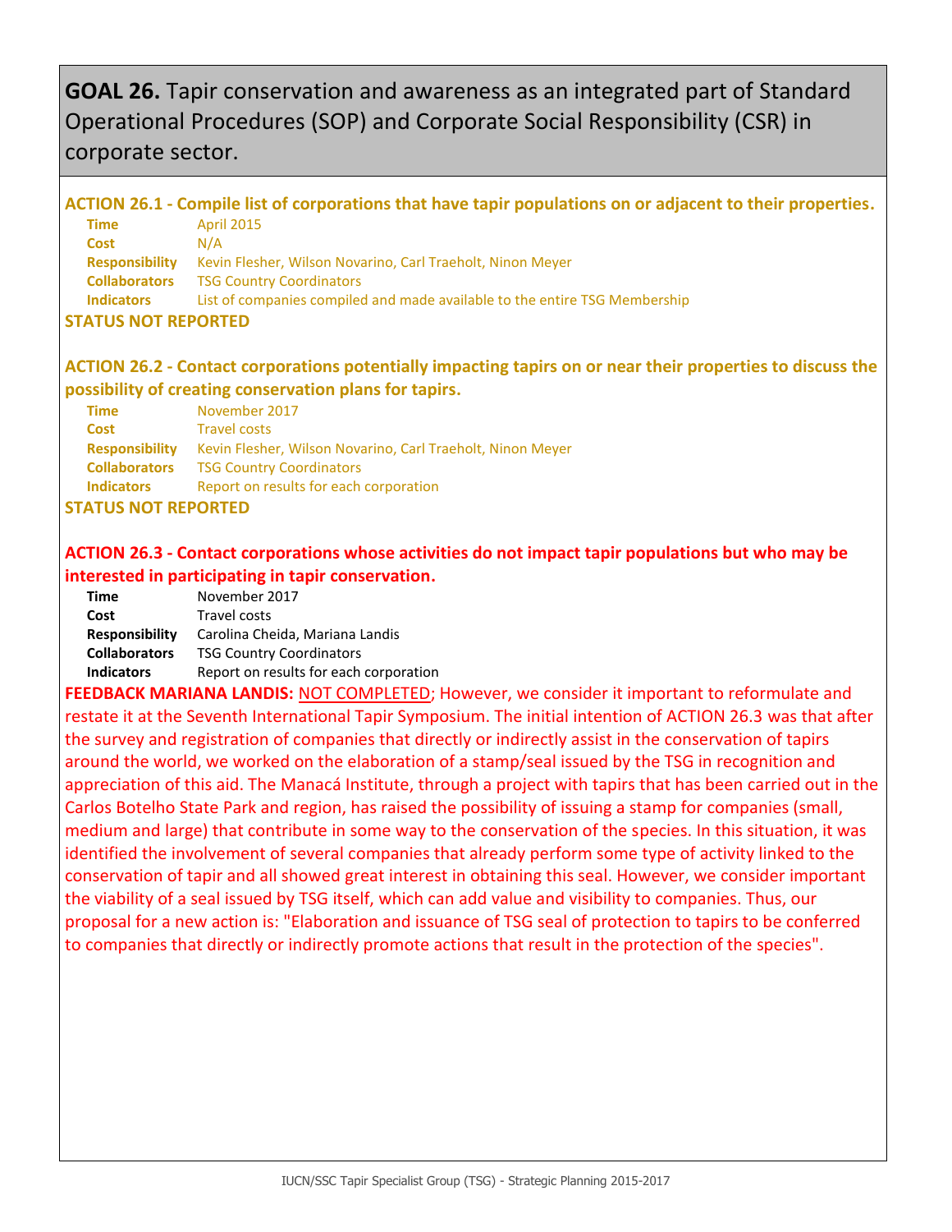## **GOAL 26.** Tapir conservation and awareness as an integrated part of Standard Operational Procedures (SOP) and Corporate Social Responsibility (CSR) in corporate sector.

### ACTION 26.1 - Compile list of corporations that have tapir populations on or adjacent to their properties.

**Time** April 2015
**Cost** N/A
**Responsibility** Kevin Flesher, Wilson Novarino, Carl Traeholt, Ninon Meyer
**Collaborators** TSG Country Coordinators
**Indicators** List of companies compiled and made available to the entire TSG Membership

**STATUS NOT REPORTED**

### ACTION 26.2 - Contact corporations potentially impacting tapirs on or near their properties to discuss the possibility of creating conservation plans for tapirs.

**Time** November 2017
**Cost** Travel costs
**Responsibility** Kevin Flesher, Wilson Novarino, Carl Traeholt, Ninon Meyer
**Collaborators** TSG Country Coordinators
**Indicators** Report on results for each corporation

**STATUS NOT REPORTED**

### ACTION 26.3 - Contact corporations whose activities do not impact tapir populations but who may be interested in participating in tapir conservation.

**Time** November 2017
**Cost** Travel costs
**Responsibility** Carolina Cheida, Mariana Landis
**Collaborators** TSG Country Coordinators
**Indicators** Report on results for each corporation

**FEEDBACK MARIANA LANDIS:** NOT COMPLETED; However, we consider it important to reformulate and restate it at the Seventh International Tapir Symposium. The initial intention of ACTION 26.3 was that after the survey and registration of companies that directly or indirectly assist in the conservation of tapirs around the world, we worked on the elaboration of a stamp/seal issued by the TSG in recognition and appreciation of this aid. The Manacá Institute, through a project with tapirs that has been carried out in the Carlos Botelho State Park and region, has raised the possibility of issuing a stamp for companies (small, medium and large) that contribute in some way to the conservation of the species. In this situation, it was identified the involvement of several companies that already perform some type of activity linked to the conservation of tapir and all showed great interest in obtaining this seal. However, we consider important the viability of a seal issued by TSG itself, which can add value and visibility to companies. Thus, our proposal for a new action is: "Elaboration and issuance of TSG seal of protection to tapirs to be conferred to companies that directly or indirectly promote actions that result in the protection of the species".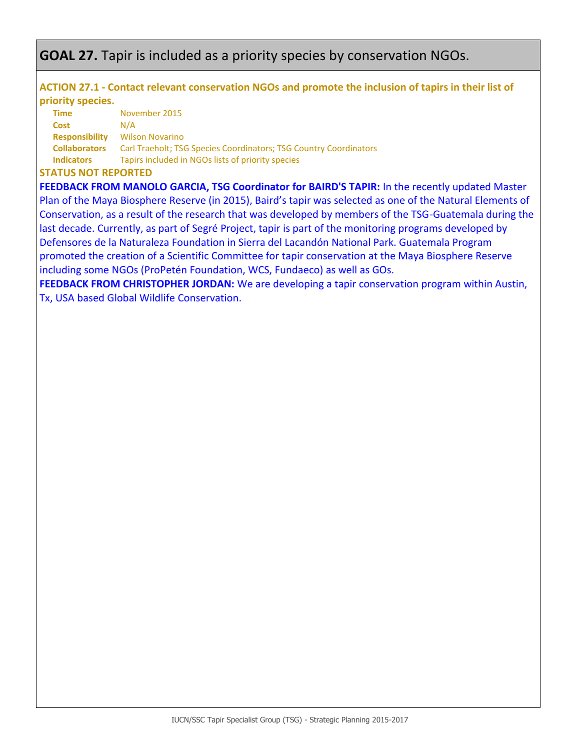# GOAL 27. Tapir is included as a priority species by conservation NGOs.

### ACTION 27.1 - Contact relevant conservation NGOs and promote the inclusion of tapirs in their list of priority species.

**Time** November 2015
**Cost** N/A
**Responsibility** Wilson Novarino
**Collaborators** Carl Traeholt; TSG Species Coordinators; TSG Country Coordinators
**Indicators** Tapirs included in NGOs lists of priority species

**STATUS NOT REPORTED**

**FEEDBACK FROM MANOLO GARCIA, TSG Coordinator for BAIRD'S TAPIR:** In the recently updated Master Plan of the Maya Biosphere Reserve (in 2015), Baird's tapir was selected as one of the Natural Elements of Conservation, as a result of the research that was developed by members of the TSG-Guatemala during the last decade. Currently, as part of Segré Project, tapir is part of the monitoring programs developed by Defensores de la Naturaleza Foundation in Sierra del Lacandón National Park. Guatemala Program promoted the creation of a Scientific Committee for tapir conservation at the Maya Biosphere Reserve including some NGOs (ProPetén Foundation, WCS, Fundaeco) as well as GOs.

**FEEDBACK FROM CHRISTOPHER JORDAN:** We are developing a tapir conservation program within Austin, Tx, USA based Global Wildlife Conservation.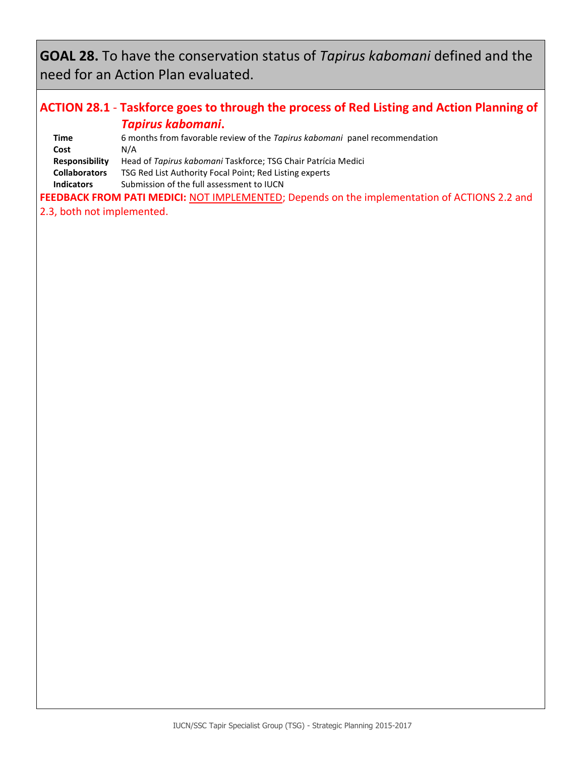## GOAL 28. To have the conservation status of *Tapirus kabomani* defined and the need for an Action Plan evaluated.

### ACTION 28.1 - Taskforce goes to through the process of Red Listing and Action Planning of *Tapirus kabomani*.

**Time** 6 months from favorable review of the *Tapirus kabomani* panel recommendation
**Cost** N/A
**Responsibility** Head of *Tapirus kabomani* Taskforce; TSG Chair Patrícia Medici
**Collaborators** TSG Red List Authority Focal Point; Red Listing experts
**Indicators** Submission of the full assessment to IUCN

**FEEDBACK FROM PATI MEDICI:** NOT IMPLEMENTED; Depends on the implementation of ACTIONS 2.2 and 2.3, both not implemented.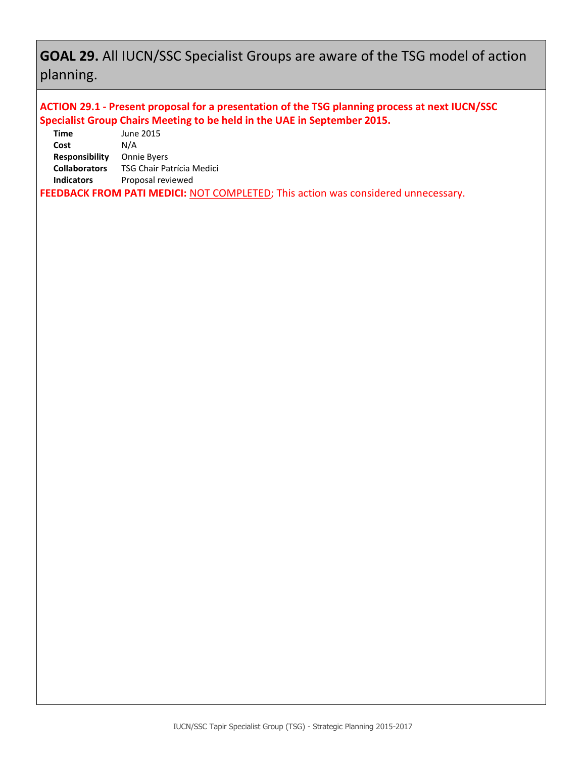## **GOAL 29.** All IUCN/SSC Specialist Groups are aware of the TSG model of action planning.

**ACTION 29.1 - Present proposal for a presentation of the TSG planning process at next IUCN/SSC Specialist Group Chairs Meeting to be held in the UAE in September 2015.**

| | |
|---|---|
| **Time** | June 2015 |
| **Cost** | N/A |
| **Responsibility** | Onnie Byers |
| **Collaborators** | TSG Chair Patrícia Medici |
| **Indicators** | Proposal reviewed |

**FEEDBACK FROM PATI MEDICI:** NOT COMPLETED; This action was considered unnecessary.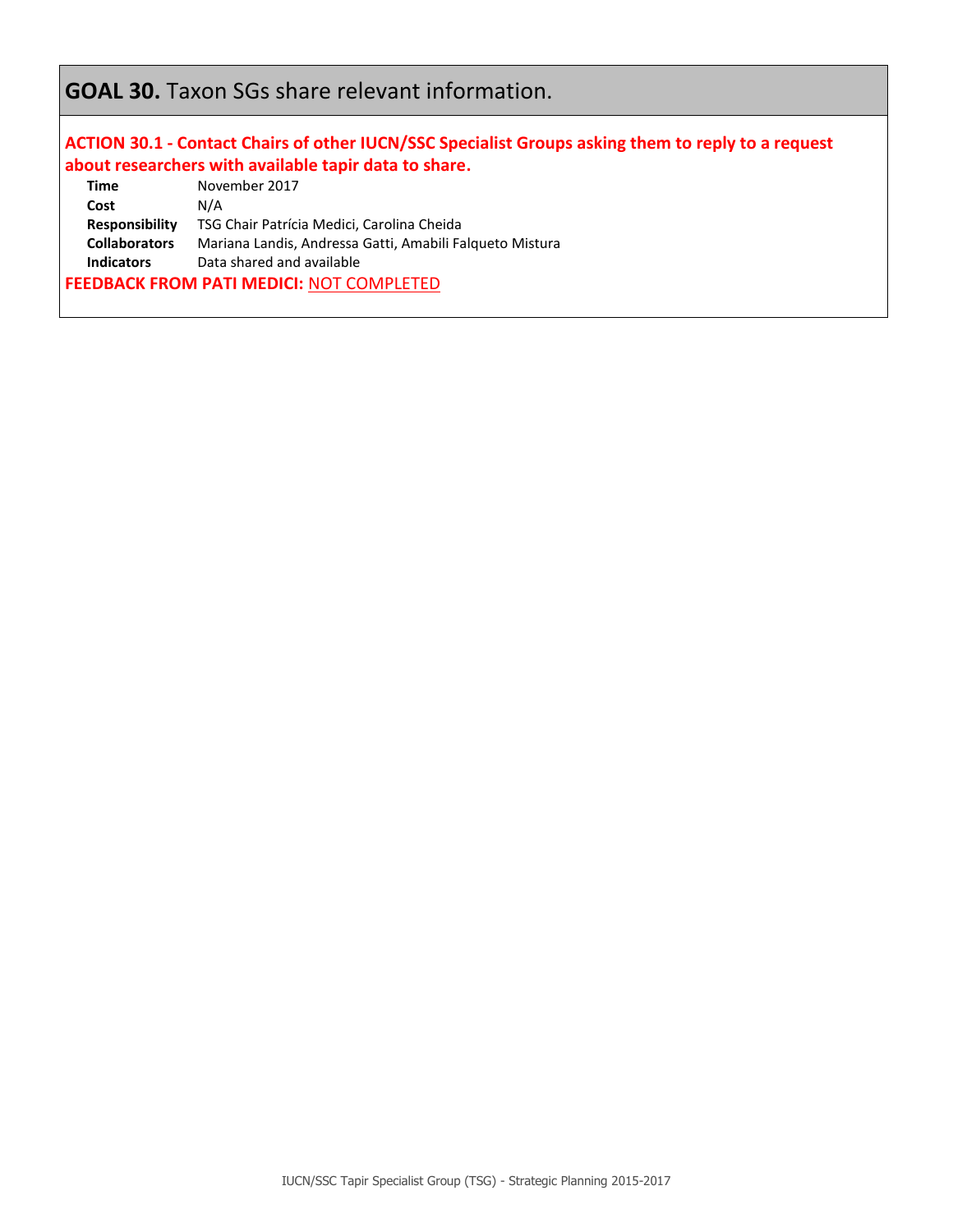## **GOAL 30.** Taxon SGs share relevant information.

**ACTION 30.1 - Contact Chairs of other IUCN/SSC Specialist Groups asking them to reply to a request about researchers with available tapir data to share.**

**Time** November 2017
**Cost** N/A
**Responsibility** TSG Chair Patrícia Medici, Carolina Cheida
**Collaborators** Mariana Landis, Andressa Gatti, Amabili Falqueto Mistura
**Indicators** Data shared and available

**FEEDBACK FROM PATI MEDICI:** NOT COMPLETED